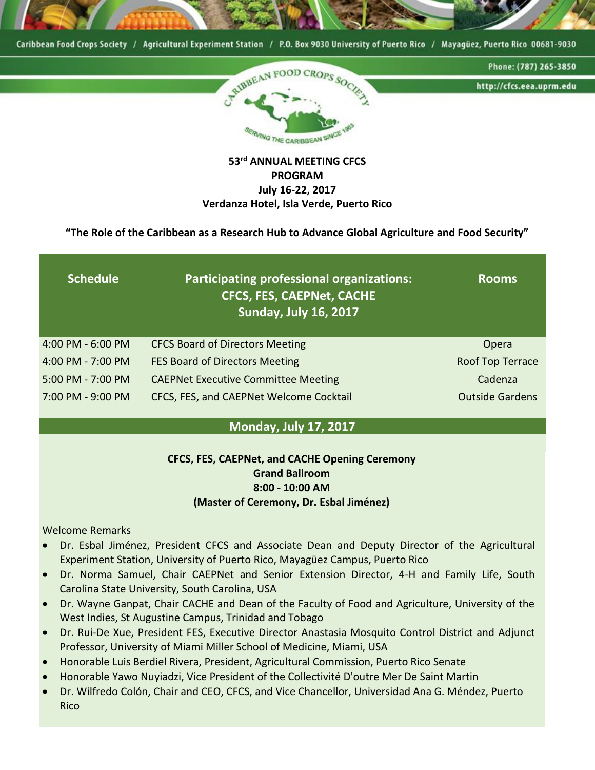Caribbean Food Crops Society / Agricultural Experiment Station / P.O. Box 9030 University of Puerto Rico / Mayagüez, Puerto Rico 00681-9030

Phone: (787) 265-3850

http://cfcs.eea.uprm.edu

CARIBBEAN FOOD CROPS SOCIETY — SERVING THE CARIBBEAN SINCE 1963

# 53rd ANNUAL MEETING CFCS PROGRAM

**July 16-22, 2017**

**Verdanza Hotel, Isla Verde, Puerto Rico**

**"The Role of the Caribbean as a Research Hub to Advance Global Agriculture and Food Security"**

| Schedule | Participating professional organizations: CFCS, FES, CAEPNet, CACHE Sunday, July 16, 2017 | Rooms |
|---|---|---|
| 4:00 PM - 6:00 PM | CFCS Board of Directors Meeting | Opera |
| 4:00 PM - 7:00 PM | FES Board of Directors Meeting | Roof Top Terrace |
| 5:00 PM - 7:00 PM | CAEPNet Executive Committee Meeting | Cadenza |
| 7:00 PM - 9:00 PM | CFCS, FES, and CAEPNet Welcome Cocktail | Outside Gardens |

## Monday, July 17, 2017

**CFCS, FES, CAEPNet, and CACHE Opening Ceremony**
**Grand Ballroom**
**8:00 - 10:00 AM**
**(Master of Ceremony, Dr. Esbal Jiménez)**

Welcome Remarks

- Dr. Esbal Jiménez, President CFCS and Associate Dean and Deputy Director of the Agricultural Experiment Station, University of Puerto Rico, Mayagüez Campus, Puerto Rico
- Dr. Norma Samuel, Chair CAEPNet and Senior Extension Director, 4-H and Family Life, South Carolina State University, South Carolina, USA
- Dr. Wayne Ganpat, Chair CACHE and Dean of the Faculty of Food and Agriculture, University of the West Indies, St Augustine Campus, Trinidad and Tobago
- Dr. Rui-De Xue, President FES, Executive Director Anastasia Mosquito Control District and Adjunct Professor, University of Miami Miller School of Medicine, Miami, USA
- Honorable Luis Berdiel Rivera, President, Agricultural Commission, Puerto Rico Senate
- Honorable Yawo Nuyiadzi, Vice President of the Collectivité D'outre Mer De Saint Martin
- Dr. Wilfredo Colón, Chair and CEO, CFCS, and Vice Chancellor, Universidad Ana G. Méndez, Puerto Rico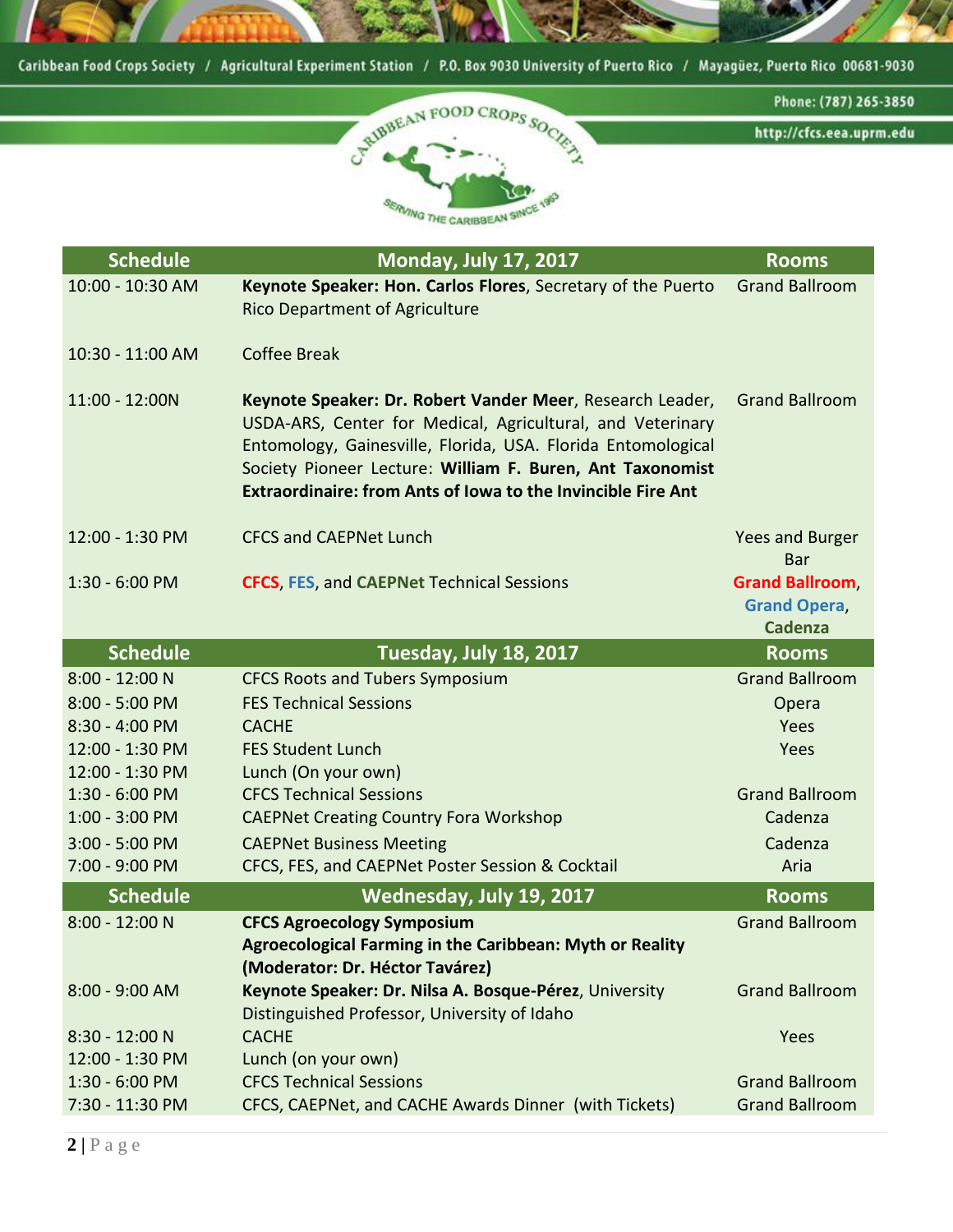| Schedule | Monday, July 17, 2017 | Rooms |
|---|---|---|
| 10:00 - 10:30 AM | **Keynote Speaker: Hon. Carlos Flores**, Secretary of the Puerto Rico Department of Agriculture | Grand Ballroom |
| 10:30 - 11:00 AM | Coffee Break | |
| 11:00 - 12:00N | **Keynote Speaker: Dr. Robert Vander Meer**, Research Leader, USDA-ARS, Center for Medical, Agricultural, and Veterinary Entomology, Gainesville, Florida, USA. Florida Entomological Society Pioneer Lecture: **William F. Buren, Ant Taxonomist Extraordinaire: from Ants of Iowa to the Invincible Fire Ant** | Grand Ballroom |
| 12:00 - 1:30 PM | CFCS and CAEPNet Lunch | Yees and Burger Bar |
| 1:30 - 6:00 PM | **CFCS**, **FES**, and **CAEPNet** Technical Sessions | **Grand Ballroom**, **Grand Opera**, **Cadenza** |
| **Schedule** | **Tuesday, July 18, 2017** | **Rooms** |
| 8:00 - 12:00 N | CFCS Roots and Tubers Symposium | Grand Ballroom |
| 8:00 - 5:00 PM | FES Technical Sessions | Opera |
| 8:30 - 4:00 PM | CACHE | Yees |
| 12:00 - 1:30 PM | FES Student Lunch | Yees |
| 12:00 - 1:30 PM | Lunch (On your own) | |
| 1:30 - 6:00 PM | CFCS Technical Sessions | Grand Ballroom |
| 1:00 - 3:00 PM | CAEPNet Creating Country Fora Workshop | Cadenza |
| 3:00 - 5:00 PM | CAEPNet Business Meeting | Cadenza |
| 7:00 - 9:00 PM | CFCS, FES, and CAEPNet Poster Session & Cocktail | Aria |
| **Schedule** | **Wednesday, July 19, 2017** | **Rooms** |
| 8:00 - 12:00 N | **CFCS Agroecology Symposium Agroecological Farming in the Caribbean: Myth or Reality (Moderator: Dr. Héctor Tavárez)** | Grand Ballroom |
| 8:00 - 9:00 AM | **Keynote Speaker: Dr. Nilsa A. Bosque-Pérez**, University Distinguished Professor, University of Idaho | Grand Ballroom |
| 8:30 - 12:00 N | CACHE | Yees |
| 12:00 - 1:30 PM | Lunch (on your own) | |
| 1:30 - 6:00 PM | CFCS Technical Sessions | Grand Ballroom |
| 7:30 - 11:30 PM | CFCS, CAEPNet, and CACHE Awards Dinner (with Tickets) | Grand Ballroom |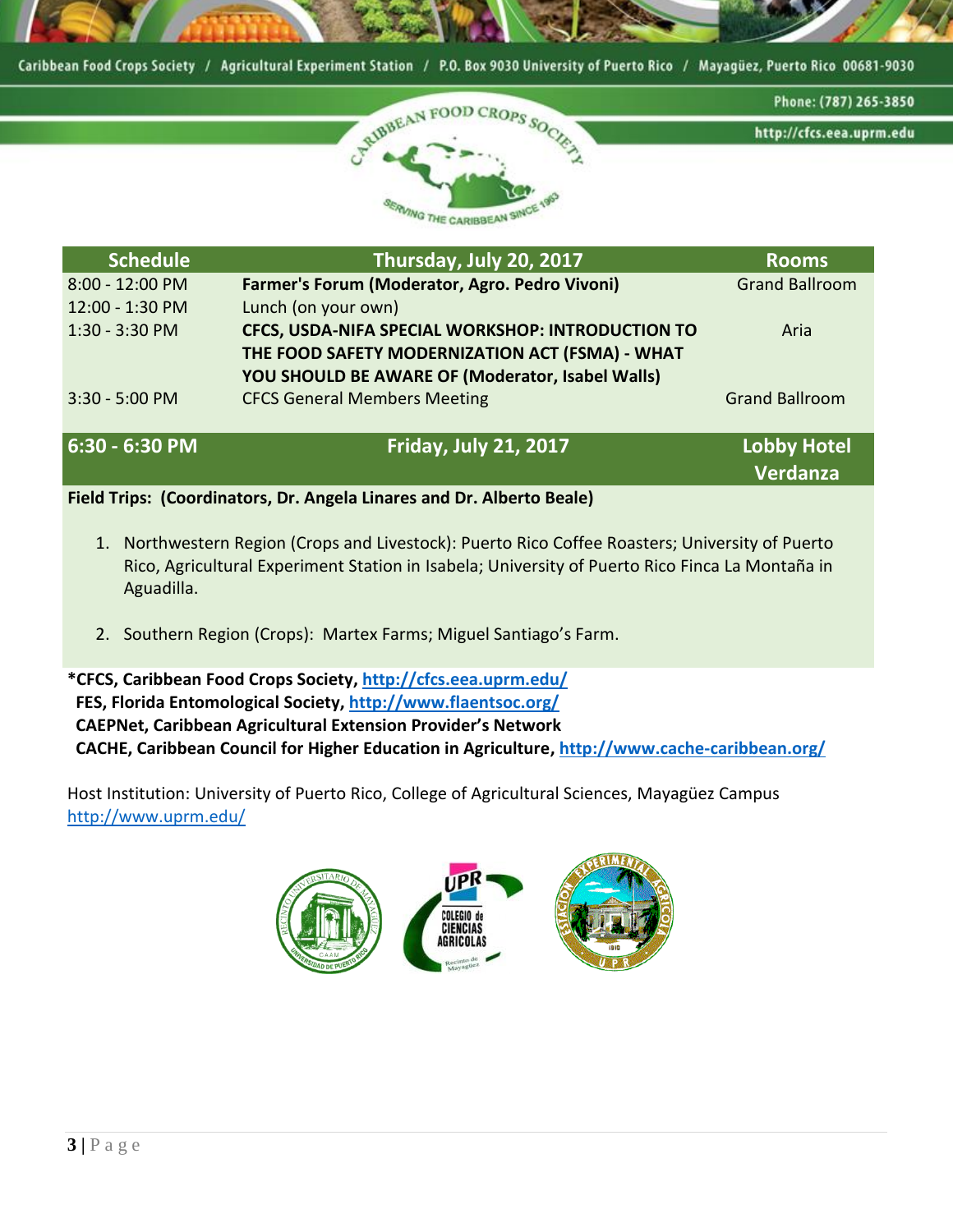Caribbean Food Crops Society / Agricultural Experiment Station / P.O. Box 9030 University of Puerto Rico / Mayagüez, Puerto Rico 00681-9030

Phone: (787) 265-3850

http://cfcs.eea.uprm.edu

| Schedule | Thursday, July 20, 2017 | Rooms |
|---|---|---|
| 8:00 - 12:00 PM | **Farmer's Forum (Moderator, Agro. Pedro Vivoni)** | Grand Ballroom |
| 12:00 - 1:30 PM | Lunch (on your own) | |
| 1:30 - 3:30 PM | **CFCS, USDA-NIFA SPECIAL WORKSHOP: INTRODUCTION TO THE FOOD SAFETY MODERNIZATION ACT (FSMA) - WHAT YOU SHOULD BE AWARE OF (Moderator, Isabel Walls)** | Aria |
| 3:30 - 5:00 PM | CFCS General Members Meeting | Grand Ballroom |

| 6:30 - 6:30 PM | Friday, July 21, 2017 | Lobby Hotel Verdanza |
|---|---|---|

**Field Trips: (Coordinators, Dr. Angela Linares and Dr. Alberto Beale)**

1. Northwestern Region (Crops and Livestock): Puerto Rico Coffee Roasters; University of Puerto Rico, Agricultural Experiment Station in Isabela; University of Puerto Rico Finca La Montaña in Aguadilla.

2. Southern Region (Crops): Martex Farms; Miguel Santiago's Farm.

**\*CFCS, Caribbean Food Crops Society, http://cfcs.eea.uprm.edu/**
**FES, Florida Entomological Society, http://www.flaentsoc.org/**
**CAEPNet, Caribbean Agricultural Extension Provider's Network**
**CACHE, Caribbean Council for Higher Education in Agriculture, http://www.cache-caribbean.org/**

Host Institution: University of Puerto Rico, College of Agricultural Sciences, Mayagüez Campus
http://www.uprm.edu/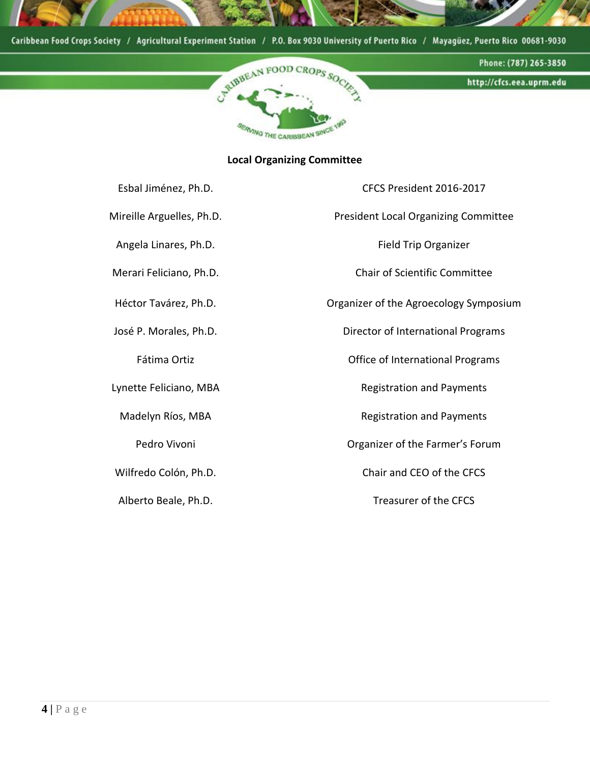## Local Organizing Committee

| Name | Role |
| --- | --- |
| Esbal Jiménez, Ph.D. | CFCS President 2016-2017 |
| Mireille Arguelles, Ph.D. | President Local Organizing Committee |
| Angela Linares, Ph.D. | Field Trip Organizer |
| Merari Feliciano, Ph.D. | Chair of Scientific Committee |
| Héctor Tavárez, Ph.D. | Organizer of the Agroecology Symposium |
| José P. Morales, Ph.D. | Director of International Programs |
| Fátima Ortiz | Office of International Programs |
| Lynette Feliciano, MBA | Registration and Payments |
| Madelyn Ríos, MBA | Registration and Payments |
| Pedro Vivoni | Organizer of the Farmer's Forum |
| Wilfredo Colón, Ph.D. | Chair and CEO of the CFCS |
| Alberto Beale, Ph.D. | Treasurer of the CFCS |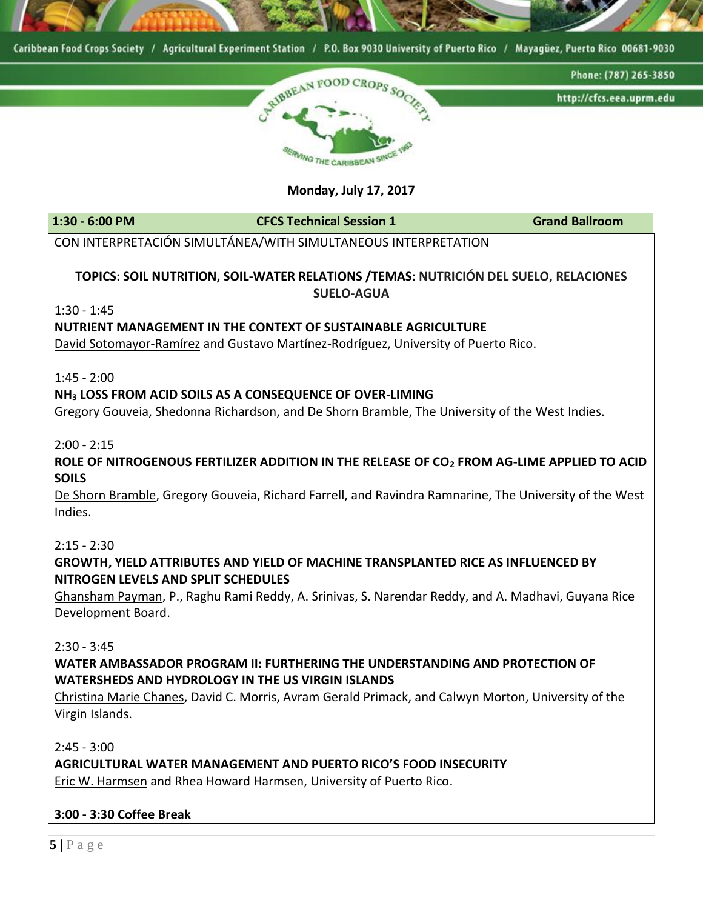**Monday, July 17, 2017**

| 1:30 - 6:00 PM | CFCS Technical Session 1 | Grand Ballroom |
|---|---|---|

CON INTERPRETACIÓN SIMULTÁNEA/WITH SIMULTANEOUS INTERPRETATION

**TOPICS: SOIL NUTRITION, SOIL-WATER RELATIONS /TEMAS: NUTRICIÓN DEL SUELO, RELACIONES SUELO-AGUA**

1:30 - 1:45
**NUTRIENT MANAGEMENT IN THE CONTEXT OF SUSTAINABLE AGRICULTURE**
David Sotomayor-Ramírez and Gustavo Martínez-Rodríguez, University of Puerto Rico.

1:45 - 2:00
**$NH_3$ LOSS FROM ACID SOILS AS A CONSEQUENCE OF OVER-LIMING**
Gregory Gouveia, Shedonna Richardson, and De Shorn Bramble, The University of the West Indies.

2:00 - 2:15
**ROLE OF NITROGENOUS FERTILIZER ADDITION IN THE RELEASE OF $CO_2$ FROM AG-LIME APPLIED TO ACID SOILS**
De Shorn Bramble, Gregory Gouveia, Richard Farrell, and Ravindra Ramnarine, The University of the West Indies.

2:15 - 2:30
**GROWTH, YIELD ATTRIBUTES AND YIELD OF MACHINE TRANSPLANTED RICE AS INFLUENCED BY NITROGEN LEVELS AND SPLIT SCHEDULES**
Ghansham Payman, P., Raghu Rami Reddy, A. Srinivas, S. Narendar Reddy, and A. Madhavi, Guyana Rice Development Board.

2:30 - 3:45
**WATER AMBASSADOR PROGRAM II: FURTHERING THE UNDERSTANDING AND PROTECTION OF WATERSHEDS AND HYDROLOGY IN THE US VIRGIN ISLANDS**
Christina Marie Chanes, David C. Morris, Avram Gerald Primack, and Calwyn Morton, University of the Virgin Islands.

2:45 - 3:00
**AGRICULTURAL WATER MANAGEMENT AND PUERTO RICO'S FOOD INSECURITY**
Eric W. Harmsen and Rhea Howard Harmsen, University of Puerto Rico.

**3:00 - 3:30 Coffee Break**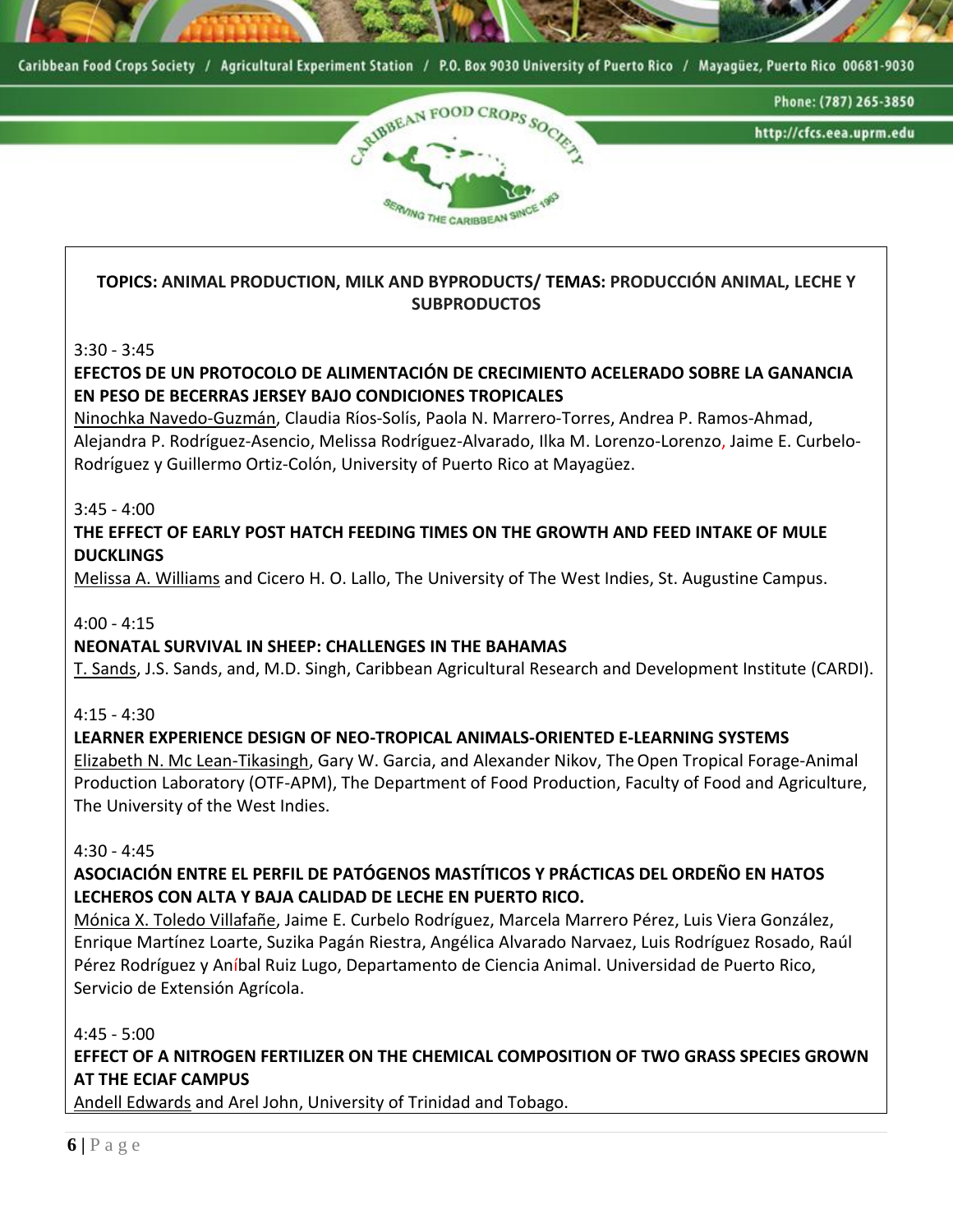**TOPICS: ANIMAL PRODUCTION, MILK AND BYPRODUCTS/ TEMAS: PRODUCCIÓN ANIMAL, LECHE Y SUBPRODUCTOS**

3:30 - 3:45

**EFECTOS DE UN PROTOCOLO DE ALIMENTACIÓN DE CRECIMIENTO ACELERADO SOBRE LA GANANCIA EN PESO DE BECERRAS JERSEY BAJO CONDICIONES TROPICALES**

Ninochka Navedo-Guzmán, Claudia Ríos-Solís, Paola N. Marrero-Torres, Andrea P. Ramos-Ahmad, Alejandra P. Rodríguez-Asencio, Melissa Rodríguez-Alvarado, Ilka M. Lorenzo-Lorenzo, Jaime E. Curbelo-Rodríguez y Guillermo Ortiz-Colón, University of Puerto Rico at Mayagüez.

3:45 - 4:00

**THE EFFECT OF EARLY POST HATCH FEEDING TIMES ON THE GROWTH AND FEED INTAKE OF MULE DUCKLINGS**

Melissa A. Williams and Cicero H. O. Lallo, The University of The West Indies, St. Augustine Campus.

4:00 - 4:15

**NEONATAL SURVIVAL IN SHEEP: CHALLENGES IN THE BAHAMAS**

T. Sands, J.S. Sands, and, M.D. Singh, Caribbean Agricultural Research and Development Institute (CARDI).

4:15 - 4:30

**LEARNER EXPERIENCE DESIGN OF NEO-TROPICAL ANIMALS-ORIENTED E-LEARNING SYSTEMS**

Elizabeth N. Mc Lean-Tikasingh, Gary W. Garcia, and Alexander Nikov, The Open Tropical Forage-Animal Production Laboratory (OTF-APM), The Department of Food Production, Faculty of Food and Agriculture, The University of the West Indies.

4:30 - 4:45

**ASOCIACIÓN ENTRE EL PERFIL DE PATÓGENOS MASTÍTICOS Y PRÁCTICAS DEL ORDEÑO EN HATOS LECHEROS CON ALTA Y BAJA CALIDAD DE LECHE EN PUERTO RICO.**

Mónica X. Toledo Villafañe, Jaime E. Curbelo Rodríguez, Marcela Marrero Pérez, Luis Viera González, Enrique Martínez Loarte, Suzika Pagán Riestra, Angélica Alvarado Narvaez, Luis Rodríguez Rosado, Raúl Pérez Rodríguez y Aníbal Ruiz Lugo, Departamento de Ciencia Animal. Universidad de Puerto Rico, Servicio de Extensión Agrícola.

4:45 - 5:00

**EFFECT OF A NITROGEN FERTILIZER ON THE CHEMICAL COMPOSITION OF TWO GRASS SPECIES GROWN AT THE ECIAF CAMPUS**

Andell Edwards and Arel John, University of Trinidad and Tobago.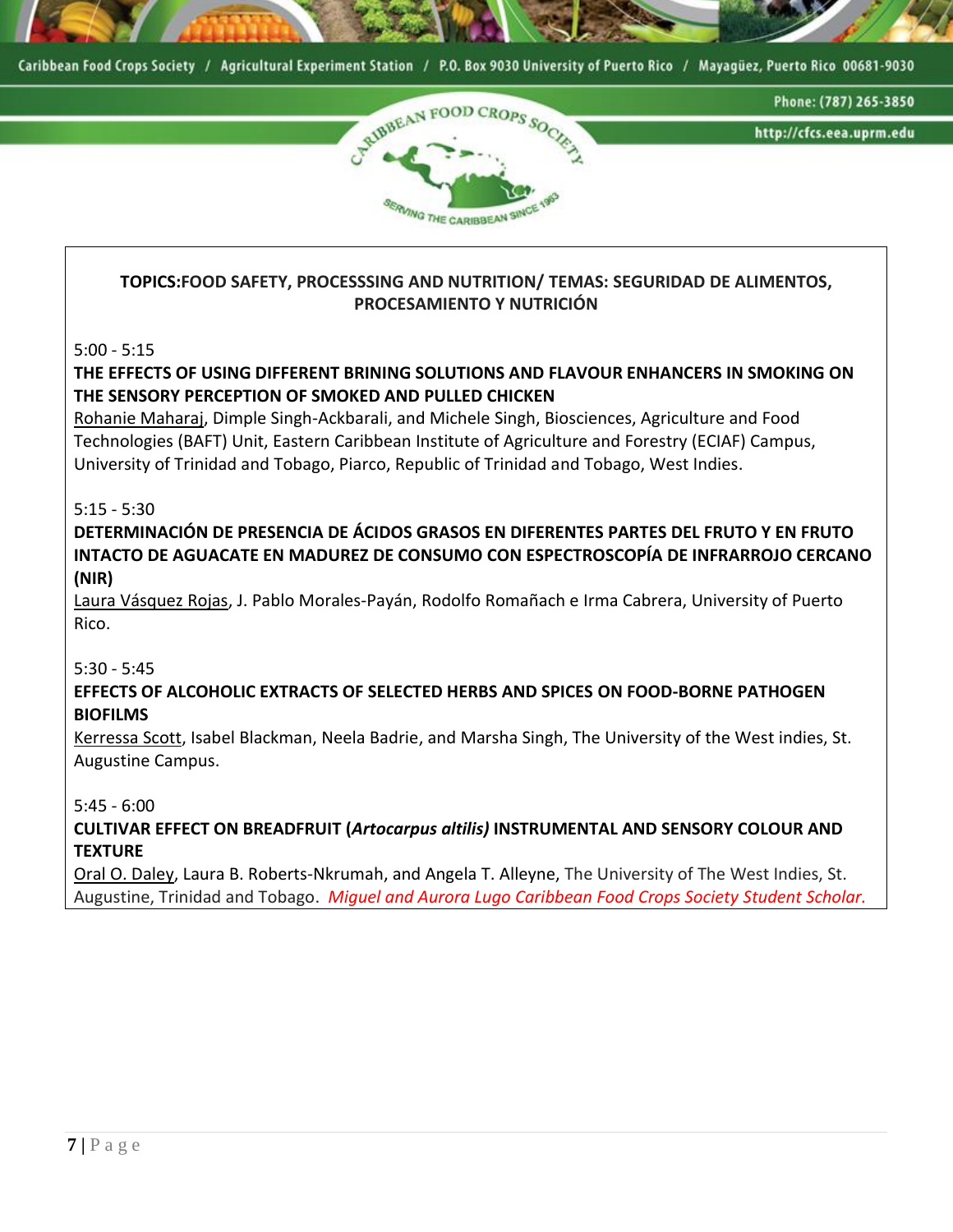**TOPICS:FOOD SAFETY, PROCESSSING AND NUTRITION/ TEMAS: SEGURIDAD DE ALIMENTOS, PROCESAMIENTO Y NUTRICIÓN**

5:00 - 5:15

**THE EFFECTS OF USING DIFFERENT BRINING SOLUTIONS AND FLAVOUR ENHANCERS IN SMOKING ON THE SENSORY PERCEPTION OF SMOKED AND PULLED CHICKEN**

Rohanie Maharaj, Dimple Singh-Ackbarali, and Michele Singh, Biosciences, Agriculture and Food Technologies (BAFT) Unit, Eastern Caribbean Institute of Agriculture and Forestry (ECIAF) Campus, University of Trinidad and Tobago, Piarco, Republic of Trinidad and Tobago, West Indies.

5:15 - 5:30

**DETERMINACIÓN DE PRESENCIA DE ÁCIDOS GRASOS EN DIFERENTES PARTES DEL FRUTO Y EN FRUTO INTACTO DE AGUACATE EN MADUREZ DE CONSUMO CON ESPECTROSCOPÍA DE INFRARROJO CERCANO (NIR)**

Laura Vásquez Rojas, J. Pablo Morales-Payán, Rodolfo Romañach e Irma Cabrera, University of Puerto Rico.

5:30 - 5:45

**EFFECTS OF ALCOHOLIC EXTRACTS OF SELECTED HERBS AND SPICES ON FOOD-BORNE PATHOGEN BIOFILMS**

Kerressa Scott, Isabel Blackman, Neela Badrie, and Marsha Singh, The University of the West indies, St. Augustine Campus.

5:45 - 6:00

**CULTIVAR EFFECT ON BREADFRUIT (*Artocarpus altilis)* INSTRUMENTAL AND SENSORY COLOUR AND TEXTURE**

Oral O. Daley, Laura B. Roberts-Nkrumah, and Angela T. Alleyne, The University of The West Indies, St. Augustine, Trinidad and Tobago. *Miguel and Aurora Lugo Caribbean Food Crops Society Student Scholar.*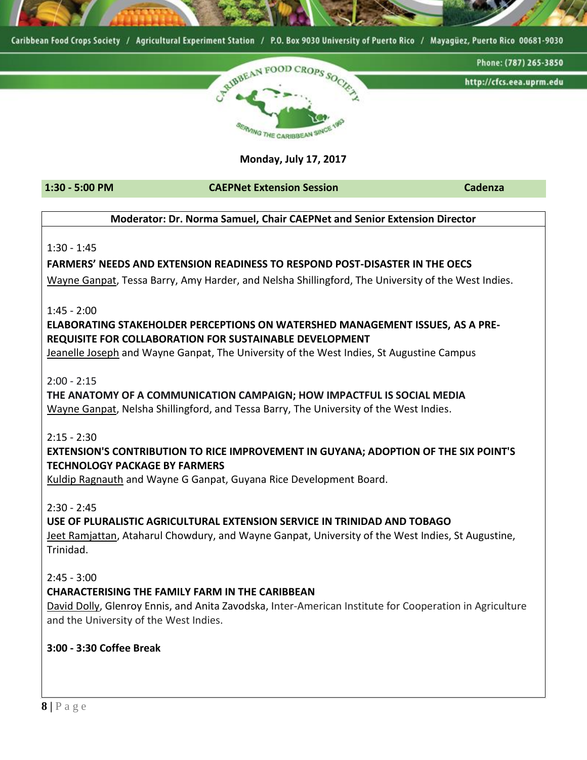**Monday, July 17, 2017**

| 1:30 - 5:00 PM | CAEPNet Extension Session | Cadenza |
|---|---|---|

**Moderator: Dr. Norma Samuel, Chair CAEPNet and Senior Extension Director**

1:30 - 1:45

**FARMERS' NEEDS AND EXTENSION READINESS TO RESPOND POST-DISASTER IN THE OECS**

Wayne Ganpat, Tessa Barry, Amy Harder, and Nelsha Shillingford, The University of the West Indies.

1:45 - 2:00

**ELABORATING STAKEHOLDER PERCEPTIONS ON WATERSHED MANAGEMENT ISSUES, AS A PRE-REQUISITE FOR COLLABORATION FOR SUSTAINABLE DEVELOPMENT**

Jeanelle Joseph and Wayne Ganpat, The University of the West Indies, St Augustine Campus

2:00 - 2:15

**THE ANATOMY OF A COMMUNICATION CAMPAIGN; HOW IMPACTFUL IS SOCIAL MEDIA**

Wayne Ganpat, Nelsha Shillingford, and Tessa Barry, The University of the West Indies.

2:15 - 2:30

**EXTENSION'S CONTRIBUTION TO RICE IMPROVEMENT IN GUYANA; ADOPTION OF THE SIX POINT'S TECHNOLOGY PACKAGE BY FARMERS**

Kuldip Ragnauth and Wayne G Ganpat, Guyana Rice Development Board.

2:30 - 2:45

**USE OF PLURALISTIC AGRICULTURAL EXTENSION SERVICE IN TRINIDAD AND TOBAGO**

Jeet Ramjattan, Ataharul Chowdury, and Wayne Ganpat, University of the West Indies, St Augustine, Trinidad.

2:45 - 3:00

**CHARACTERISING THE FAMILY FARM IN THE CARIBBEAN**

David Dolly, Glenroy Ennis, and Anita Zavodska, Inter-American Institute for Cooperation in Agriculture and the University of the West Indies.

**3:00 - 3:30 Coffee Break**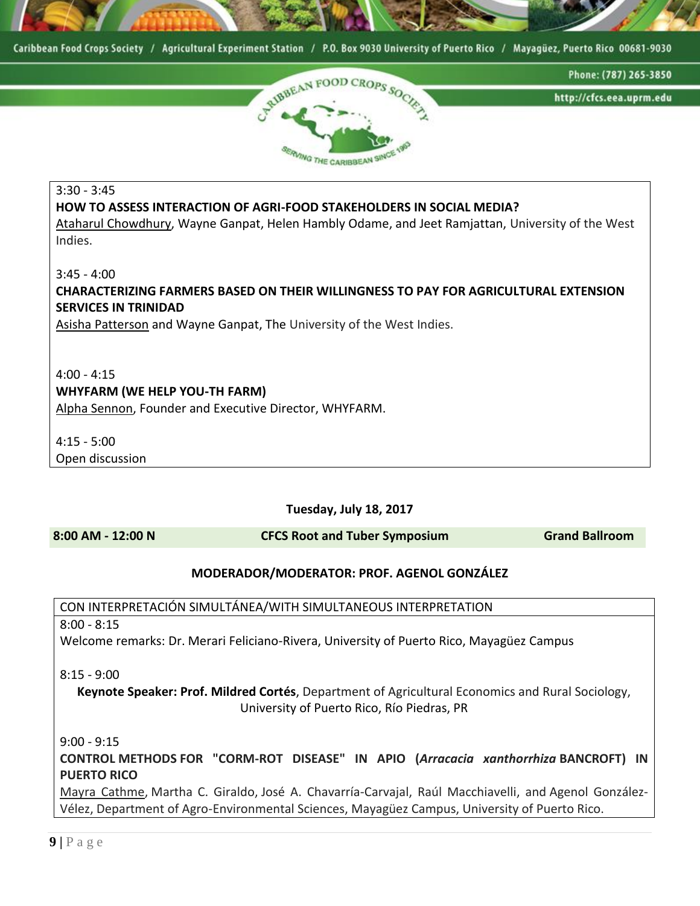3:30 - 3:45

**HOW TO ASSESS INTERACTION OF AGRI-FOOD STAKEHOLDERS IN SOCIAL MEDIA?**

Ataharul Chowdhury, Wayne Ganpat, Helen Hambly Odame, and Jeet Ramjattan, University of the West Indies.

3:45 - 4:00

**CHARACTERIZING FARMERS BASED ON THEIR WILLINGNESS TO PAY FOR AGRICULTURAL EXTENSION SERVICES IN TRINIDAD**

Asisha Patterson and Wayne Ganpat, The University of the West Indies.

4:00 - 4:15

**WHYFARM (WE HELP YOU-TH FARM)**

Alpha Sennon, Founder and Executive Director, WHYFARM.

4:15 - 5:00

Open discussion

**Tuesday, July 18, 2017**

| **8:00 AM - 12:00 N** | **CFCS Root and Tuber Symposium** | **Grand Ballroom** |
|---|---|---|

**MODERADOR/MODERATOR: PROF. AGENOL GONZÁLEZ**

CON INTERPRETACIÓN SIMULTÁNEA/WITH SIMULTANEOUS INTERPRETATION

8:00 - 8:15

Welcome remarks: Dr. Merari Feliciano-Rivera, University of Puerto Rico, Mayagüez Campus

8:15 - 9:00

**Keynote Speaker: Prof. Mildred Cortés**, Department of Agricultural Economics and Rural Sociology, University of Puerto Rico, Río Piedras, PR

9:00 - 9:15

**CONTROL METHODS FOR "CORM-ROT DISEASE" IN APIO (*Arracacia xanthorrhiza* BANCROFT) IN PUERTO RICO**

Mayra Cathme, Martha C. Giraldo, José A. Chavarría-Carvajal, Raúl Macchiavelli, and Agenol González-Vélez, Department of Agro-Environmental Sciences, Mayagüez Campus, University of Puerto Rico.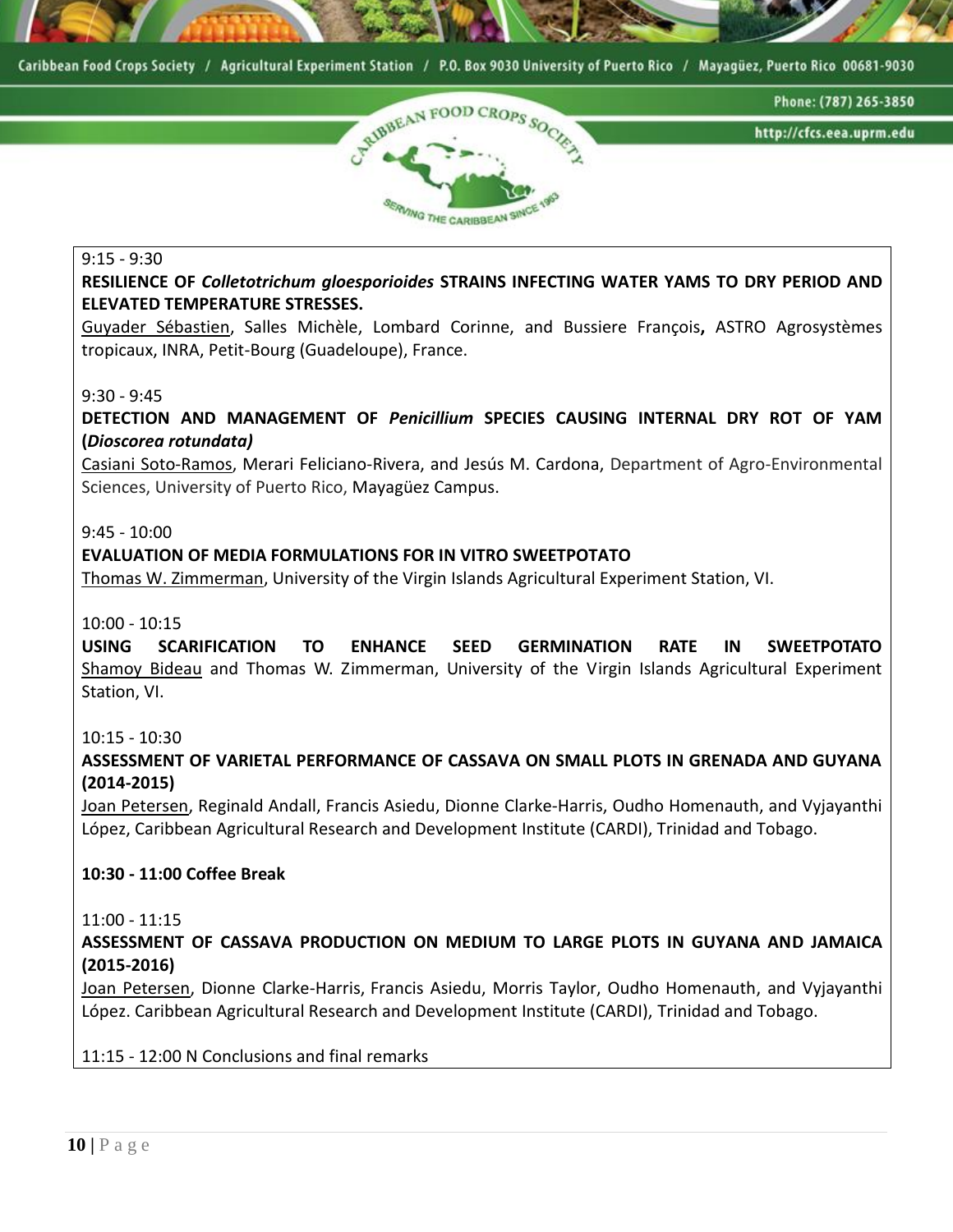9:15 - 9:30

**RESILIENCE OF *Colletotrichum gloesporioides* STRAINS INFECTING WATER YAMS TO DRY PERIOD AND ELEVATED TEMPERATURE STRESSES.**

Guyader Sébastien, Salles Michèle, Lombard Corinne, and Bussiere François, ASTRO Agrosystèmes tropicaux, INRA, Petit-Bourg (Guadeloupe), France.

9:30 - 9:45

**DETECTION AND MANAGEMENT OF *Penicillium* SPECIES CAUSING INTERNAL DRY ROT OF YAM (*Dioscorea rotundata*)**

Casiani Soto-Ramos, Merari Feliciano-Rivera, and Jesús M. Cardona, Department of Agro-Environmental Sciences, University of Puerto Rico, Mayagüez Campus.

9:45 - 10:00

**EVALUATION OF MEDIA FORMULATIONS FOR IN VITRO SWEETPOTATO**

Thomas W. Zimmerman, University of the Virgin Islands Agricultural Experiment Station, VI.

10:00 - 10:15

**USING SCARIFICATION TO ENHANCE SEED GERMINATION RATE IN SWEETPOTATO**

Shamoy Bideau and Thomas W. Zimmerman, University of the Virgin Islands Agricultural Experiment Station, VI.

10:15 - 10:30

**ASSESSMENT OF VARIETAL PERFORMANCE OF CASSAVA ON SMALL PLOTS IN GRENADA AND GUYANA (2014-2015)**

Joan Petersen, Reginald Andall, Francis Asiedu, Dionne Clarke-Harris, Oudho Homenauth, and Vyjayanthi López, Caribbean Agricultural Research and Development Institute (CARDI), Trinidad and Tobago.

**10:30 - 11:00 Coffee Break**

11:00 - 11:15

**ASSESSMENT OF CASSAVA PRODUCTION ON MEDIUM TO LARGE PLOTS IN GUYANA AND JAMAICA (2015-2016)**

Joan Petersen, Dionne Clarke-Harris, Francis Asiedu, Morris Taylor, Oudho Homenauth, and Vyjayanthi López. Caribbean Agricultural Research and Development Institute (CARDI), Trinidad and Tobago.

11:15 - 12:00 N Conclusions and final remarks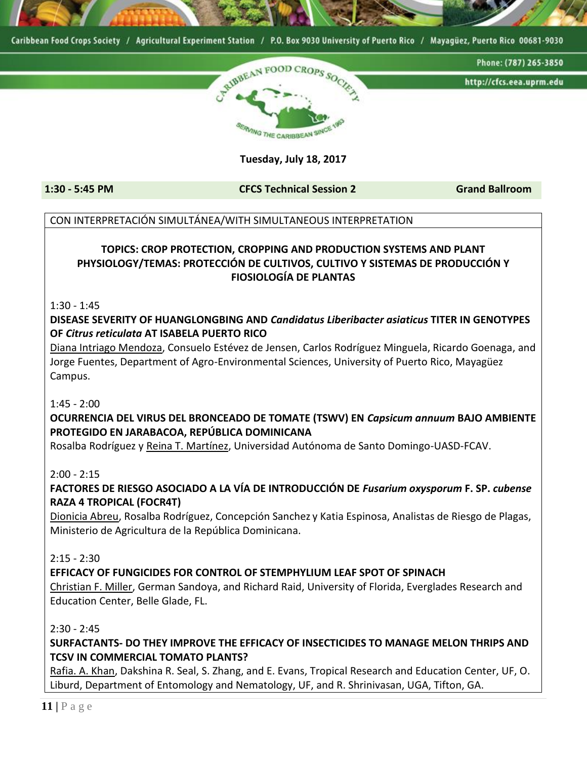**Tuesday, July 18, 2017**

| 1:30 - 5:45 PM | CFCS Technical Session 2 | Grand Ballroom |
|---|---|---|

CON INTERPRETACIÓN SIMULTÁNEA/WITH SIMULTANEOUS INTERPRETATION

**TOPICS: CROP PROTECTION, CROPPING AND PRODUCTION SYSTEMS AND PLANT PHYSIOLOGY/TEMAS: PROTECCIÓN DE CULTIVOS, CULTIVO Y SISTEMAS DE PRODUCCIÓN Y FIOSIOLOGÍA DE PLANTAS**

1:30 - 1:45

**DISEASE SEVERITY OF HUANGLONGBING AND *Candidatus Liberibacter asiaticus* TITER IN GENOTYPES OF *Citrus reticulata* AT ISABELA PUERTO RICO**

Diana Intriago Mendoza, Consuelo Estévez de Jensen, Carlos Rodríguez Minguela, Ricardo Goenaga, and Jorge Fuentes, Department of Agro-Environmental Sciences, University of Puerto Rico, Mayagüez Campus.

1:45 - 2:00

**OCURRENCIA DEL VIRUS DEL BRONCEADO DE TOMATE (TSWV) EN *Capsicum annuum* BAJO AMBIENTE PROTEGIDO EN JARABACOA, REPÚBLICA DOMINICANA**

Rosalba Rodríguez y Reina T. Martínez, Universidad Autónoma de Santo Domingo-UASD-FCAV.

2:00 - 2:15

**FACTORES DE RIESGO ASOCIADO A LA VÍA DE INTRODUCCIÓN DE *Fusarium oxysporum* F. SP. *cubense* RAZA 4 TROPICAL (FOCR4T)**

Dionicia Abreu, Rosalba Rodríguez, Concepción Sanchez y Katia Espinosa, Analistas de Riesgo de Plagas, Ministerio de Agricultura de la República Dominicana.

2:15 - 2:30

**EFFICACY OF FUNGICIDES FOR CONTROL OF STEMPHYLIUM LEAF SPOT OF SPINACH**

Christian F. Miller, German Sandoya, and Richard Raid, University of Florida, Everglades Research and Education Center, Belle Glade, FL.

2:30 - 2:45

**SURFACTANTS- DO THEY IMPROVE THE EFFICACY OF INSECTICIDES TO MANAGE MELON THRIPS AND TCSV IN COMMERCIAL TOMATO PLANTS?**

Rafia. A. Khan, Dakshina R. Seal, S. Zhang, and E. Evans, Tropical Research and Education Center, UF, O. Liburd, Department of Entomology and Nematology, UF, and R. Shrinivasan, UGA, Tifton, GA.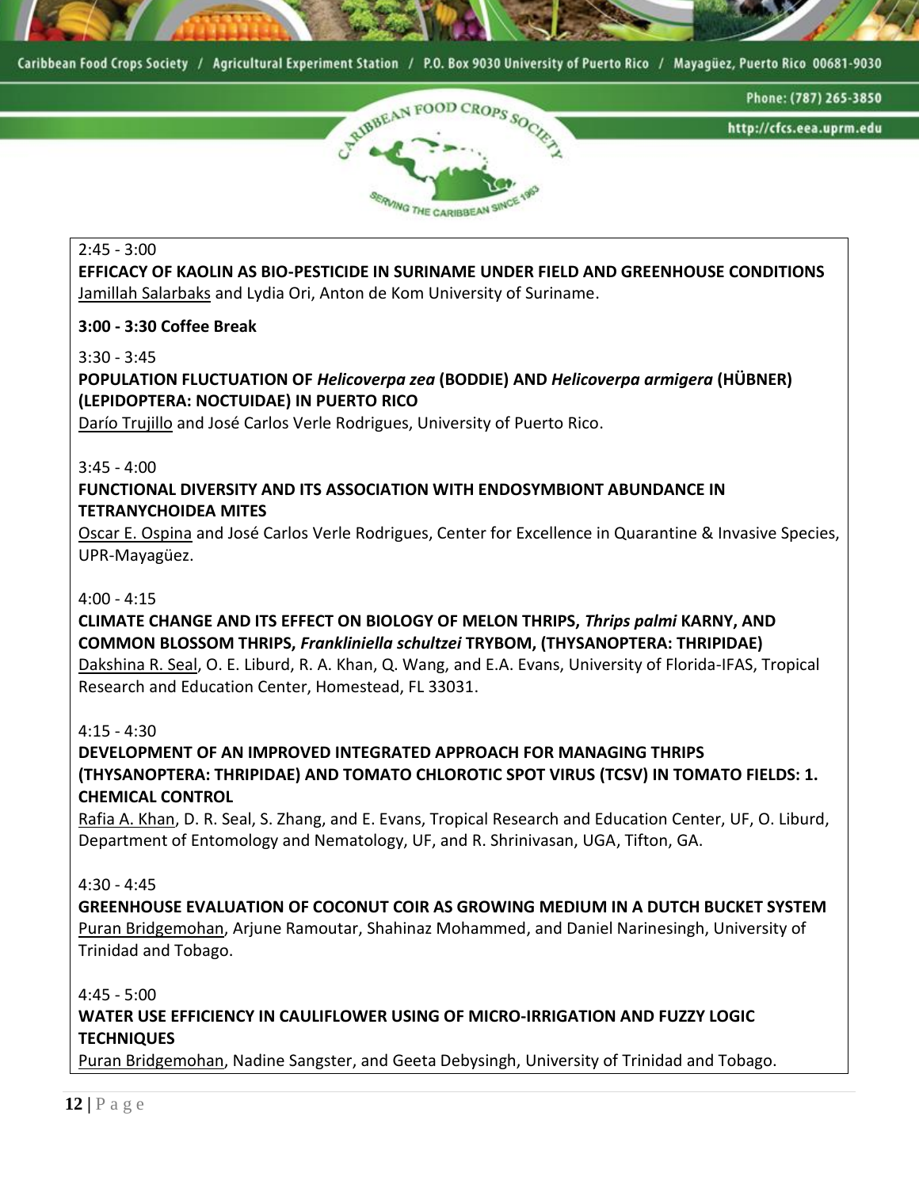2:45 - 3:00

**EFFICACY OF KAOLIN AS BIO-PESTICIDE IN SURINAME UNDER FIELD AND GREENHOUSE CONDITIONS**
Jamillah Salarbaks and Lydia Ori, Anton de Kom University of Suriname.

**3:00 - 3:30 Coffee Break**

3:30 - 3:45

**POPULATION FLUCTUATION OF *Helicoverpa zea* (BODDIE) AND *Helicoverpa armigera* (HÜBNER) (LEPIDOPTERA: NOCTUIDAE) IN PUERTO RICO**
Darío Trujillo and José Carlos Verle Rodrigues, University of Puerto Rico.

3:45 - 4:00

**FUNCTIONAL DIVERSITY AND ITS ASSOCIATION WITH ENDOSYMBIONT ABUNDANCE IN TETRANYCHOIDEA MITES**
Oscar E. Ospina and José Carlos Verle Rodrigues, Center for Excellence in Quarantine & Invasive Species, UPR-Mayagüez.

4:00 - 4:15

**CLIMATE CHANGE AND ITS EFFECT ON BIOLOGY OF MELON THRIPS, *Thrips palmi* KARNY, AND COMMON BLOSSOM THRIPS, *Frankliniella schultzei* TRYBOM, (THYSANOPTERA: THRIPIDAE)**
Dakshina R. Seal, O. E. Liburd, R. A. Khan, Q. Wang, and E.A. Evans, University of Florida-IFAS, Tropical Research and Education Center, Homestead, FL 33031.

4:15 - 4:30

**DEVELOPMENT OF AN IMPROVED INTEGRATED APPROACH FOR MANAGING THRIPS (THYSANOPTERA: THRIPIDAE) AND TOMATO CHLOROTIC SPOT VIRUS (TCSV) IN TOMATO FIELDS: 1. CHEMICAL CONTROL**
Rafia A. Khan, D. R. Seal, S. Zhang, and E. Evans, Tropical Research and Education Center, UF, O. Liburd, Department of Entomology and Nematology, UF, and R. Shrinivasan, UGA, Tifton, GA.

4:30 - 4:45

**GREENHOUSE EVALUATION OF COCONUT COIR AS GROWING MEDIUM IN A DUTCH BUCKET SYSTEM**
Puran Bridgemohan, Arjune Ramoutar, Shahinaz Mohammed, and Daniel Narinesingh, University of Trinidad and Tobago.

4:45 - 5:00

**WATER USE EFFICIENCY IN CAULIFLOWER USING OF MICRO-IRRIGATION AND FUZZY LOGIC TECHNIQUES**
Puran Bridgemohan, Nadine Sangster, and Geeta Debysingh, University of Trinidad and Tobago.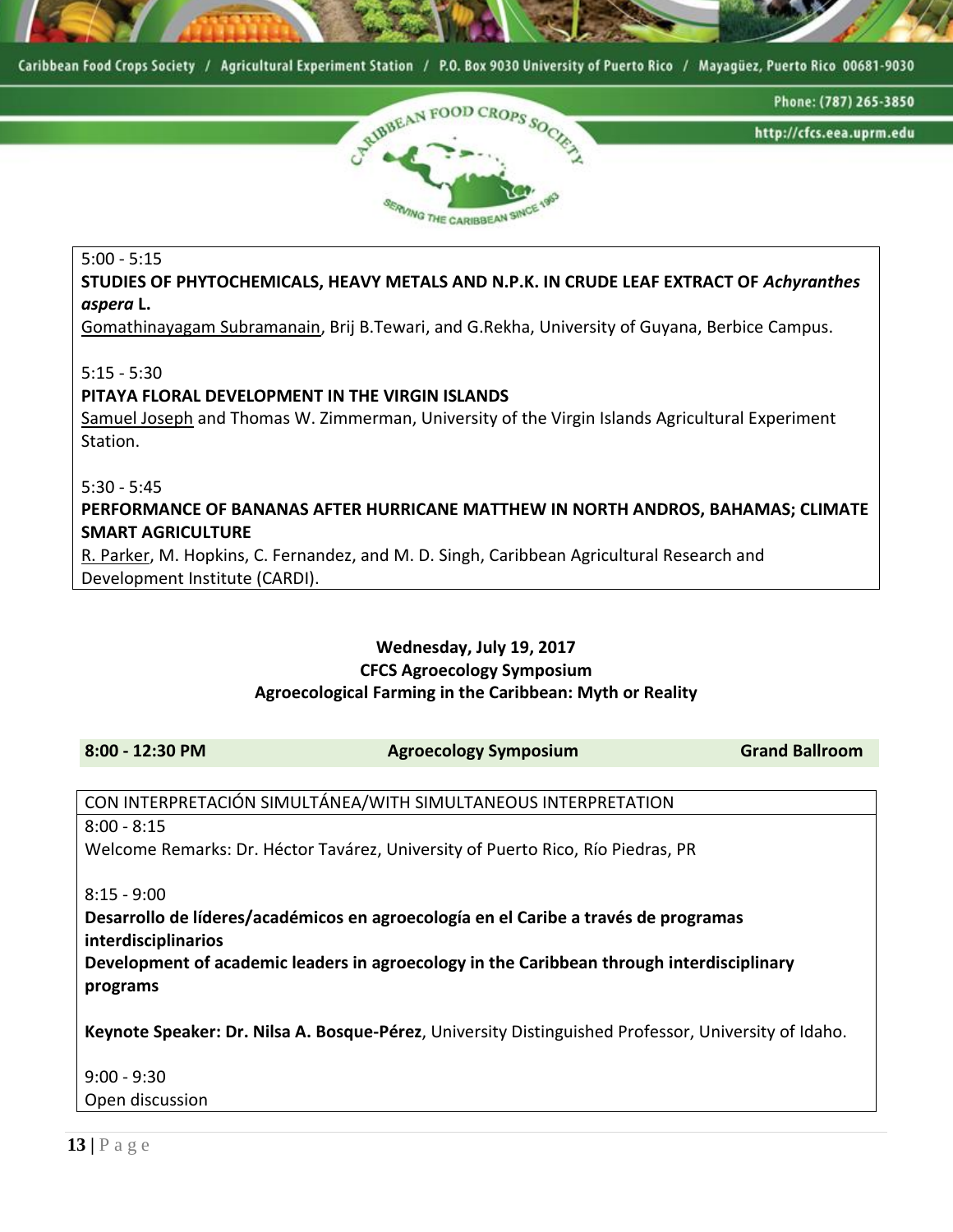5:00 - 5:15

**STUDIES OF PHYTOCHEMICALS, HEAVY METALS AND N.P.K. IN CRUDE LEAF EXTRACT OF *Achyranthes aspera* L.**

Gomathinayagam Subramanain, Brij B.Tewari, and G.Rekha, University of Guyana, Berbice Campus.

5:15 - 5:30

**PITAYA FLORAL DEVELOPMENT IN THE VIRGIN ISLANDS**

Samuel Joseph and Thomas W. Zimmerman, University of the Virgin Islands Agricultural Experiment Station.

5:30 - 5:45

**PERFORMANCE OF BANANAS AFTER HURRICANE MATTHEW IN NORTH ANDROS, BAHAMAS; CLIMATE SMART AGRICULTURE**

R. Parker, M. Hopkins, C. Fernandez, and M. D. Singh, Caribbean Agricultural Research and Development Institute (CARDI).

**Wednesday, July 19, 2017**
**CFCS Agroecology Symposium**
**Agroecological Farming in the Caribbean: Myth or Reality**

| **8:00 - 12:30 PM** | **Agroecology Symposium** | **Grand Ballroom** |
|---|---|---|

CON INTERPRETACIÓN SIMULTÁNEA/WITH SIMULTANEOUS INTERPRETATION

8:00 - 8:15

Welcome Remarks: Dr. Héctor Tavárez, University of Puerto Rico, Río Piedras, PR

8:15 - 9:00

**Desarrollo de líderes/académicos en agroecología en el Caribe a través de programas interdisciplinarios**

**Development of academic leaders in agroecology in the Caribbean through interdisciplinary programs**

**Keynote Speaker: Dr. Nilsa A. Bosque-Pérez**, University Distinguished Professor, University of Idaho.

9:00 - 9:30

Open discussion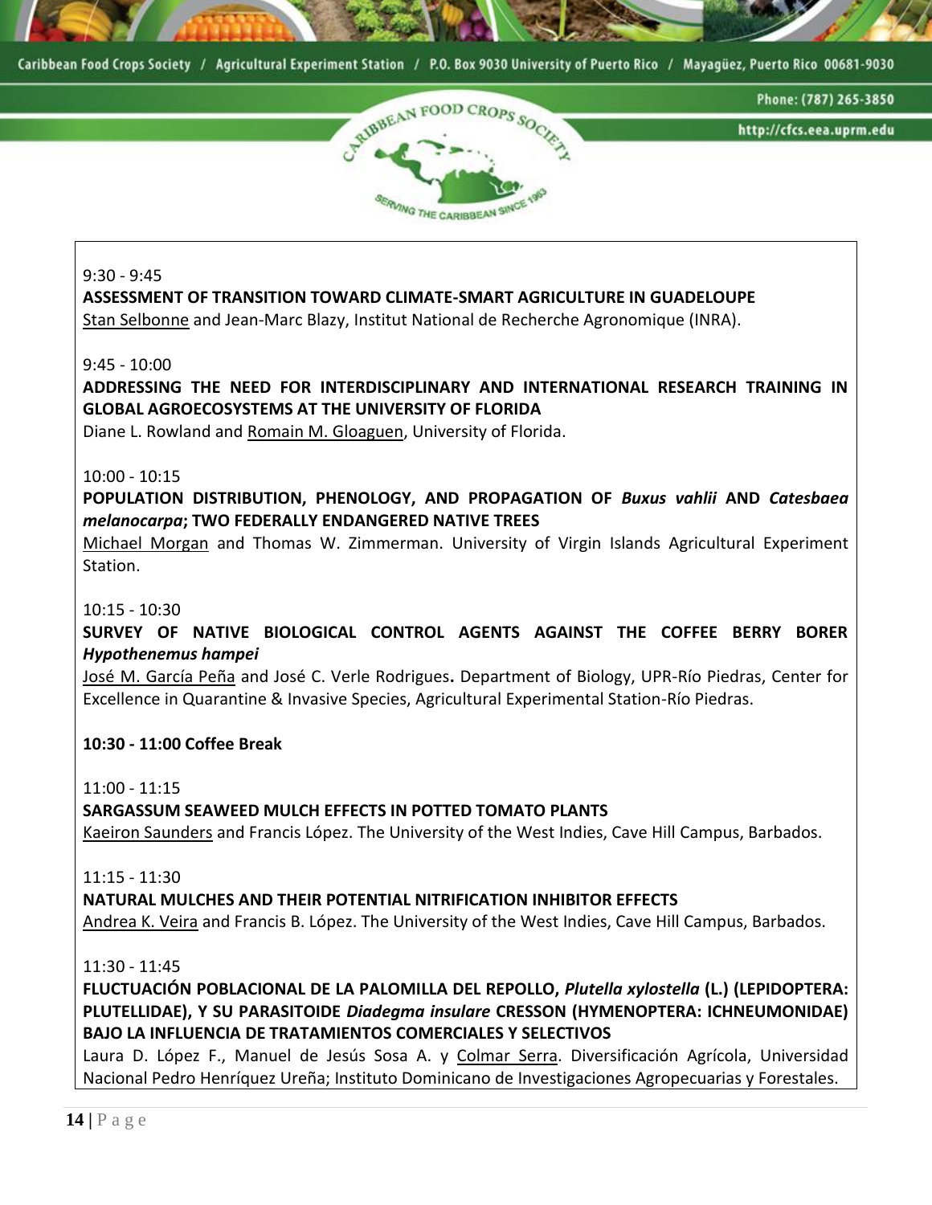9:30 - 9:45

**ASSESSMENT OF TRANSITION TOWARD CLIMATE-SMART AGRICULTURE IN GUADELOUPE**

Stan Selbonne and Jean-Marc Blazy, Institut National de Recherche Agronomique (INRA).

9:45 - 10:00

**ADDRESSING THE NEED FOR INTERDISCIPLINARY AND INTERNATIONAL RESEARCH TRAINING IN GLOBAL AGROECOSYSTEMS AT THE UNIVERSITY OF FLORIDA**

Diane L. Rowland and Romain M. Gloaguen, University of Florida.

10:00 - 10:15

**POPULATION DISTRIBUTION, PHENOLOGY, AND PROPAGATION OF *Buxus vahlii* AND *Catesbaea melanocarpa*; TWO FEDERALLY ENDANGERED NATIVE TREES**

Michael Morgan and Thomas W. Zimmerman. University of Virgin Islands Agricultural Experiment Station.

10:15 - 10:30

**SURVEY OF NATIVE BIOLOGICAL CONTROL AGENTS AGAINST THE COFFEE BERRY BORER *Hypothenemus hampei***

José M. García Peña and José C. Verle Rodrigues**.** Department of Biology, UPR-Río Piedras, Center for Excellence in Quarantine & Invasive Species, Agricultural Experimental Station-Río Piedras.

**10:30 - 11:00 Coffee Break**

11:00 - 11:15

**SARGASSUM SEAWEED MULCH EFFECTS IN POTTED TOMATO PLANTS**

Kaeiron Saunders and Francis López. The University of the West Indies, Cave Hill Campus, Barbados.

11:15 - 11:30

**NATURAL MULCHES AND THEIR POTENTIAL NITRIFICATION INHIBITOR EFFECTS**

Andrea K. Veira and Francis B. López. The University of the West Indies, Cave Hill Campus, Barbados.

11:30 - 11:45

**FLUCTUACIÓN POBLACIONAL DE LA PALOMILLA DEL REPOLLO, *Plutella xylostella* (L.) (LEPIDOPTERA: PLUTELLIDAE), Y SU PARASITOIDE *Diadegma insulare* CRESSON (HYMENOPTERA: ICHNEUMONIDAE) BAJO LA INFLUENCIA DE TRATAMIENTOS COMERCIALES Y SELECTIVOS**

Laura D. López F., Manuel de Jesús Sosa A. y Colmar Serra. Diversificación Agrícola, Universidad Nacional Pedro Henríquez Ureña; Instituto Dominicano de Investigaciones Agropecuarias y Forestales.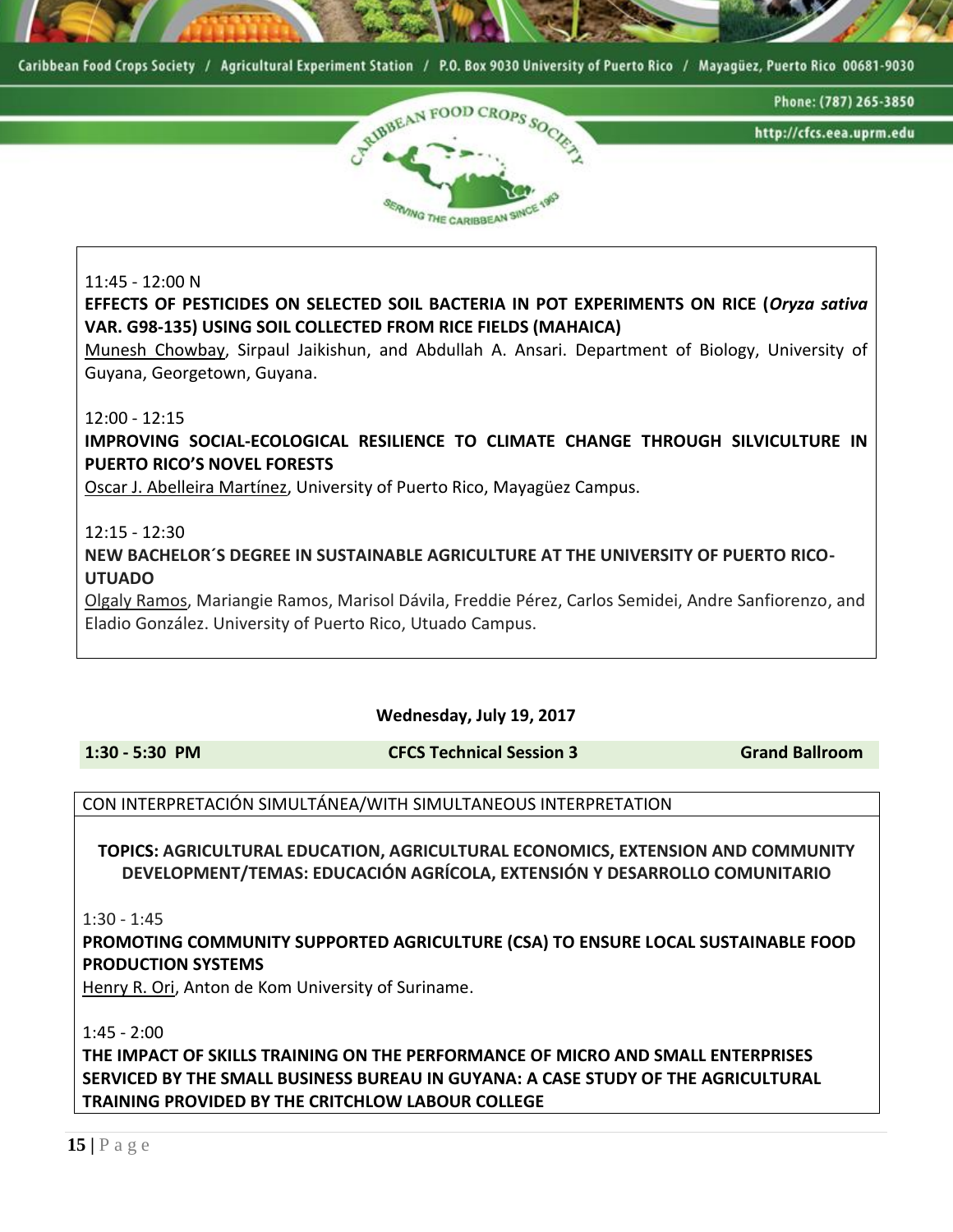11:45 - 12:00 N

**EFFECTS OF PESTICIDES ON SELECTED SOIL BACTERIA IN POT EXPERIMENTS ON RICE (*Oryza sativa* VAR. G98-135) USING SOIL COLLECTED FROM RICE FIELDS (MAHAICA)**

Munesh Chowbay, Sirpaul Jaikishun, and Abdullah A. Ansari. Department of Biology, University of Guyana, Georgetown, Guyana.

12:00 - 12:15

**IMPROVING SOCIAL-ECOLOGICAL RESILIENCE TO CLIMATE CHANGE THROUGH SILVICULTURE IN PUERTO RICO'S NOVEL FORESTS**

Oscar J. Abelleira Martínez, University of Puerto Rico, Mayagüez Campus.

12:15 - 12:30

**NEW BACHELOR´S DEGREE IN SUSTAINABLE AGRICULTURE AT THE UNIVERSITY OF PUERTO RICO-UTUADO**

Olgaly Ramos, Mariangie Ramos, Marisol Dávila, Freddie Pérez, Carlos Semidei, Andre Sanfiorenzo, and Eladio González. University of Puerto Rico, Utuado Campus.

**Wednesday, July 19, 2017**

| **1:30 - 5:30 PM** | **CFCS Technical Session 3** | **Grand Ballroom** |
|---|---|---|

CON INTERPRETACIÓN SIMULTÁNEA/WITH SIMULTANEOUS INTERPRETATION

**TOPICS: AGRICULTURAL EDUCATION, AGRICULTURAL ECONOMICS, EXTENSION AND COMMUNITY DEVELOPMENT/TEMAS: EDUCACIÓN AGRÍCOLA, EXTENSIÓN Y DESARROLLO COMUNITARIO**

1:30 - 1:45

**PROMOTING COMMUNITY SUPPORTED AGRICULTURE (CSA) TO ENSURE LOCAL SUSTAINABLE FOOD PRODUCTION SYSTEMS**

Henry R. Ori, Anton de Kom University of Suriname.

1:45 - 2:00

**THE IMPACT OF SKILLS TRAINING ON THE PERFORMANCE OF MICRO AND SMALL ENTERPRISES SERVICED BY THE SMALL BUSINESS BUREAU IN GUYANA: A CASE STUDY OF THE AGRICULTURAL TRAINING PROVIDED BY THE CRITCHLOW LABOUR COLLEGE**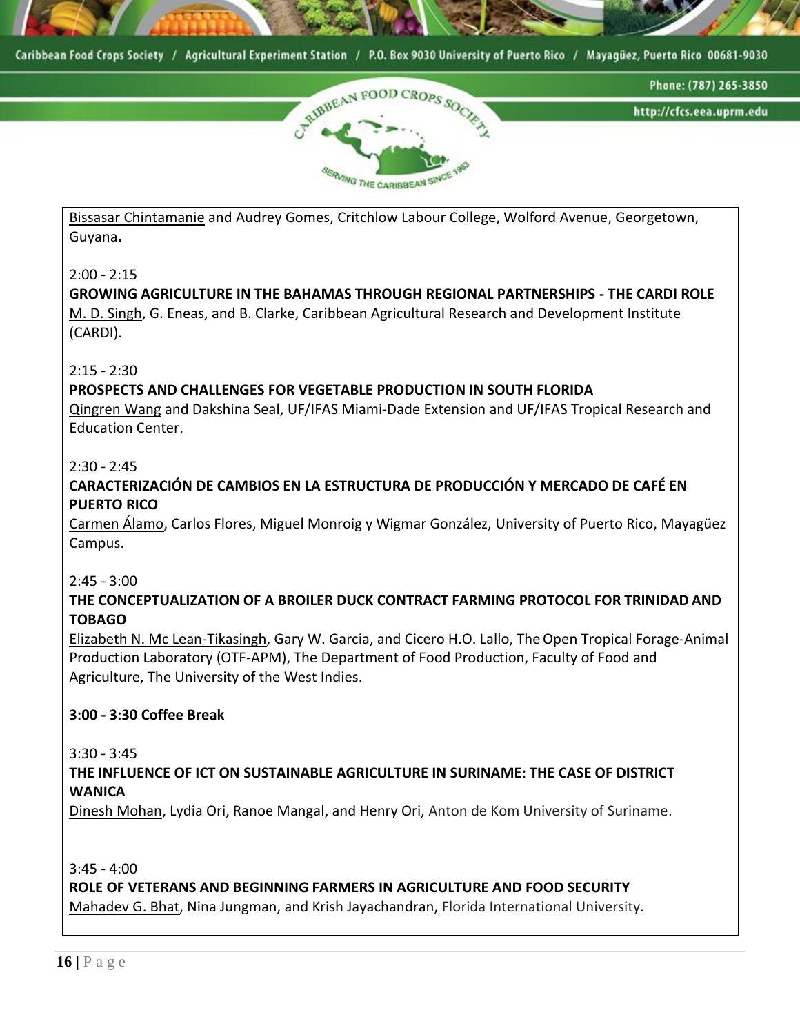Bissasar Chintamanie and Audrey Gomes, Critchlow Labour College, Wolford Avenue, Georgetown, Guyana**.**

2:00 - 2:15

**GROWING AGRICULTURE IN THE BAHAMAS THROUGH REGIONAL PARTNERSHIPS - THE CARDI ROLE**

M. D. Singh, G. Eneas, and B. Clarke, Caribbean Agricultural Research and Development Institute (CARDI).

2:15 - 2:30

**PROSPECTS AND CHALLENGES FOR VEGETABLE PRODUCTION IN SOUTH FLORIDA**

Qingren Wang and Dakshina Seal, UF/IFAS Miami-Dade Extension and UF/IFAS Tropical Research and Education Center.

2:30 - 2:45

**CARACTERIZACIÓN DE CAMBIOS EN LA ESTRUCTURA DE PRODUCCIÓN Y MERCADO DE CAFÉ EN PUERTO RICO**

Carmen Álamo, Carlos Flores, Miguel Monroig y Wigmar González, University of Puerto Rico, Mayagüez Campus.

2:45 - 3:00

**THE CONCEPTUALIZATION OF A BROILER DUCK CONTRACT FARMING PROTOCOL FOR TRINIDAD AND TOBAGO**

Elizabeth N. Mc Lean-Tikasingh, Gary W. Garcia, and Cicero H.O. Lallo, The Open Tropical Forage-Animal Production Laboratory (OTF-APM), The Department of Food Production, Faculty of Food and Agriculture, The University of the West Indies.

**3:00 - 3:30 Coffee Break**

3:30 - 3:45

**THE INFLUENCE OF ICT ON SUSTAINABLE AGRICULTURE IN SURINAME: THE CASE OF DISTRICT WANICA**

Dinesh Mohan, Lydia Ori, Ranoe Mangal, and Henry Ori, Anton de Kom University of Suriname.

3:45 - 4:00

**ROLE OF VETERANS AND BEGINNING FARMERS IN AGRICULTURE AND FOOD SECURITY**

Mahadev G. Bhat, Nina Jungman, and Krish Jayachandran, Florida International University.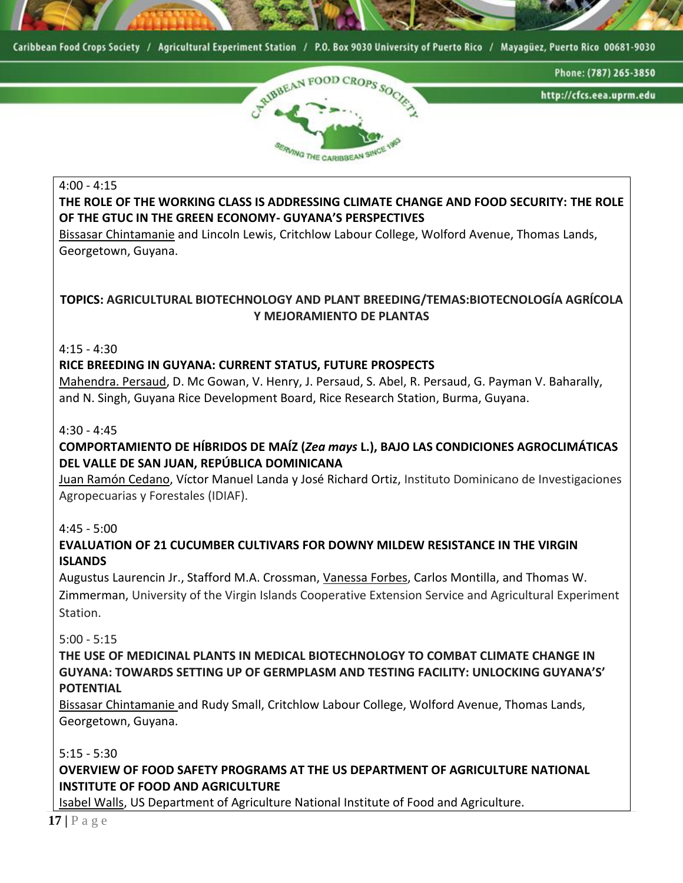4:00 - 4:15

**THE ROLE OF THE WORKING CLASS IS ADDRESSING CLIMATE CHANGE AND FOOD SECURITY: THE ROLE OF THE GTUC IN THE GREEN ECONOMY- GUYANA'S PERSPECTIVES**

Bissasar Chintamanie and Lincoln Lewis, Critchlow Labour College, Wolford Avenue, Thomas Lands, Georgetown, Guyana.

**TOPICS: AGRICULTURAL BIOTECHNOLOGY AND PLANT BREEDING/TEMAS:BIOTECNOLOGÍA AGRÍCOLA Y MEJORAMIENTO DE PLANTAS**

4:15 - 4:30

**RICE BREEDING IN GUYANA: CURRENT STATUS, FUTURE PROSPECTS**

Mahendra. Persaud, D. Mc Gowan, V. Henry, J. Persaud, S. Abel, R. Persaud, G. Payman V. Baharally, and N. Singh, Guyana Rice Development Board, Rice Research Station, Burma, Guyana.

4:30 - 4:45

**COMPORTAMIENTO DE HÍBRIDOS DE MAÍZ (*Zea mays* L.), BAJO LAS CONDICIONES AGROCLIMÁTICAS DEL VALLE DE SAN JUAN, REPÚBLICA DOMINICANA**

Juan Ramón Cedano, Víctor Manuel Landa y José Richard Ortiz, Instituto Dominicano de Investigaciones Agropecuarias y Forestales (IDIAF).

4:45 - 5:00

**EVALUATION OF 21 CUCUMBER CULTIVARS FOR DOWNY MILDEW RESISTANCE IN THE VIRGIN ISLANDS**

Augustus Laurencin Jr., Stafford M.A. Crossman, Vanessa Forbes, Carlos Montilla, and Thomas W. Zimmerman, University of the Virgin Islands Cooperative Extension Service and Agricultural Experiment Station.

5:00 - 5:15

**THE USE OF MEDICINAL PLANTS IN MEDICAL BIOTECHNOLOGY TO COMBAT CLIMATE CHANGE IN GUYANA: TOWARDS SETTING UP OF GERMPLASM AND TESTING FACILITY: UNLOCKING GUYANA'S' POTENTIAL**

Bissasar Chintamanie and Rudy Small, Critchlow Labour College, Wolford Avenue, Thomas Lands, Georgetown, Guyana.

5:15 - 5:30

**OVERVIEW OF FOOD SAFETY PROGRAMS AT THE US DEPARTMENT OF AGRICULTURE NATIONAL INSTITUTE OF FOOD AND AGRICULTURE**

Isabel Walls, US Department of Agriculture National Institute of Food and Agriculture.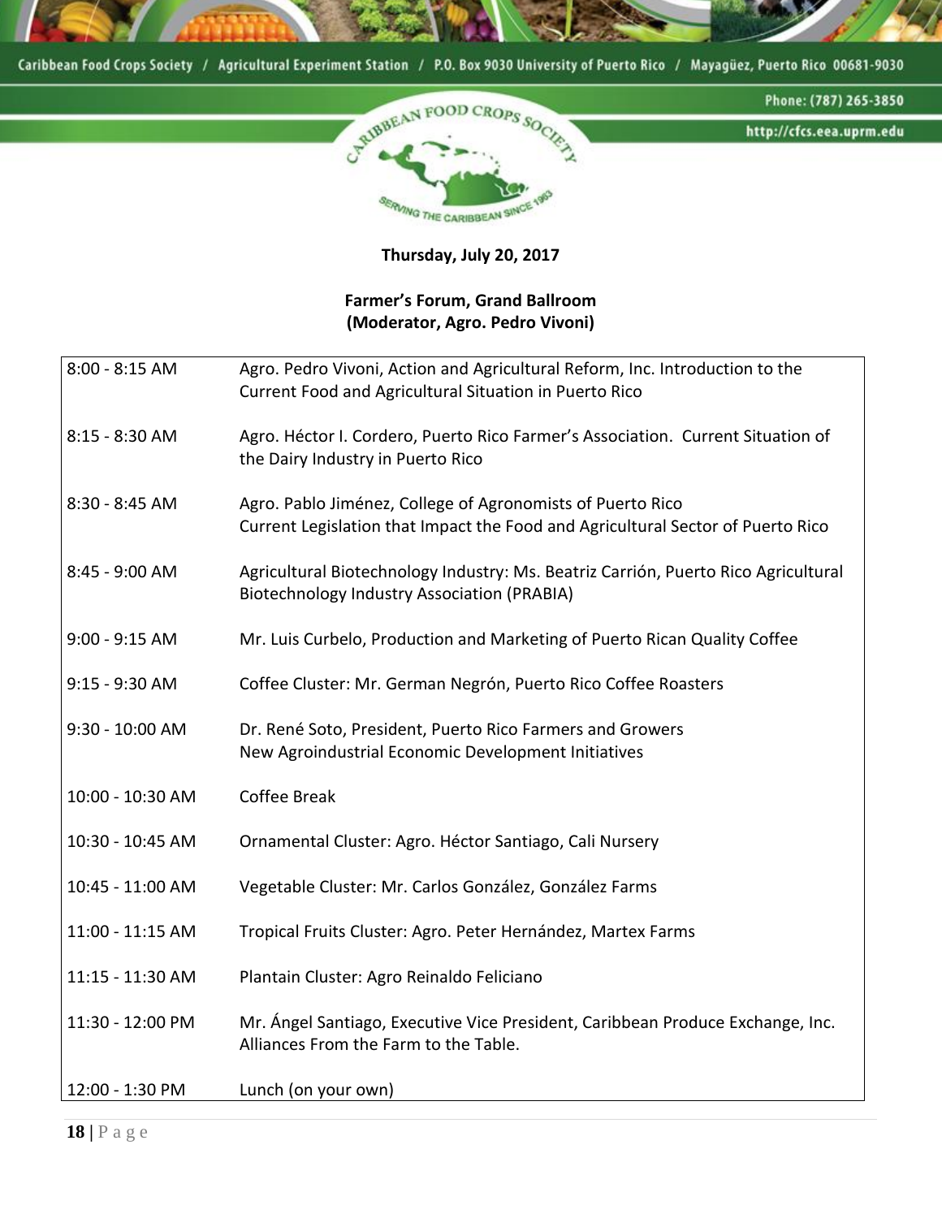**Thursday, July 20, 2017**

**Farmer's Forum, Grand Ballroom**
**(Moderator, Agro. Pedro Vivoni)**

| | |
|---|---|
| 8:00 - 8:15 AM | Agro. Pedro Vivoni, Action and Agricultural Reform, Inc. Introduction to the Current Food and Agricultural Situation in Puerto Rico |
| 8:15 - 8:30 AM | Agro. Héctor I. Cordero, Puerto Rico Farmer's Association. Current Situation of the Dairy Industry in Puerto Rico |
| 8:30 - 8:45 AM | Agro. Pablo Jiménez, College of Agronomists of Puerto Rico Current Legislation that Impact the Food and Agricultural Sector of Puerto Rico |
| 8:45 - 9:00 AM | Agricultural Biotechnology Industry: Ms. Beatriz Carrión, Puerto Rico Agricultural Biotechnology Industry Association (PRABIA) |
| 9:00 - 9:15 AM | Mr. Luis Curbelo, Production and Marketing of Puerto Rican Quality Coffee |
| 9:15 - 9:30 AM | Coffee Cluster: Mr. German Negrón, Puerto Rico Coffee Roasters |
| 9:30 - 10:00 AM | Dr. René Soto, President, Puerto Rico Farmers and Growers New Agroindustrial Economic Development Initiatives |
| 10:00 - 10:30 AM | Coffee Break |
| 10:30 - 10:45 AM | Ornamental Cluster: Agro. Héctor Santiago, Cali Nursery |
| 10:45 - 11:00 AM | Vegetable Cluster: Mr. Carlos González, González Farms |
| 11:00 - 11:15 AM | Tropical Fruits Cluster: Agro. Peter Hernández, Martex Farms |
| 11:15 - 11:30 AM | Plantain Cluster: Agro Reinaldo Feliciano |
| 11:30 - 12:00 PM | Mr. Ángel Santiago, Executive Vice President, Caribbean Produce Exchange, Inc. Alliances From the Farm to the Table. |
| 12:00 - 1:30 PM | Lunch (on your own) |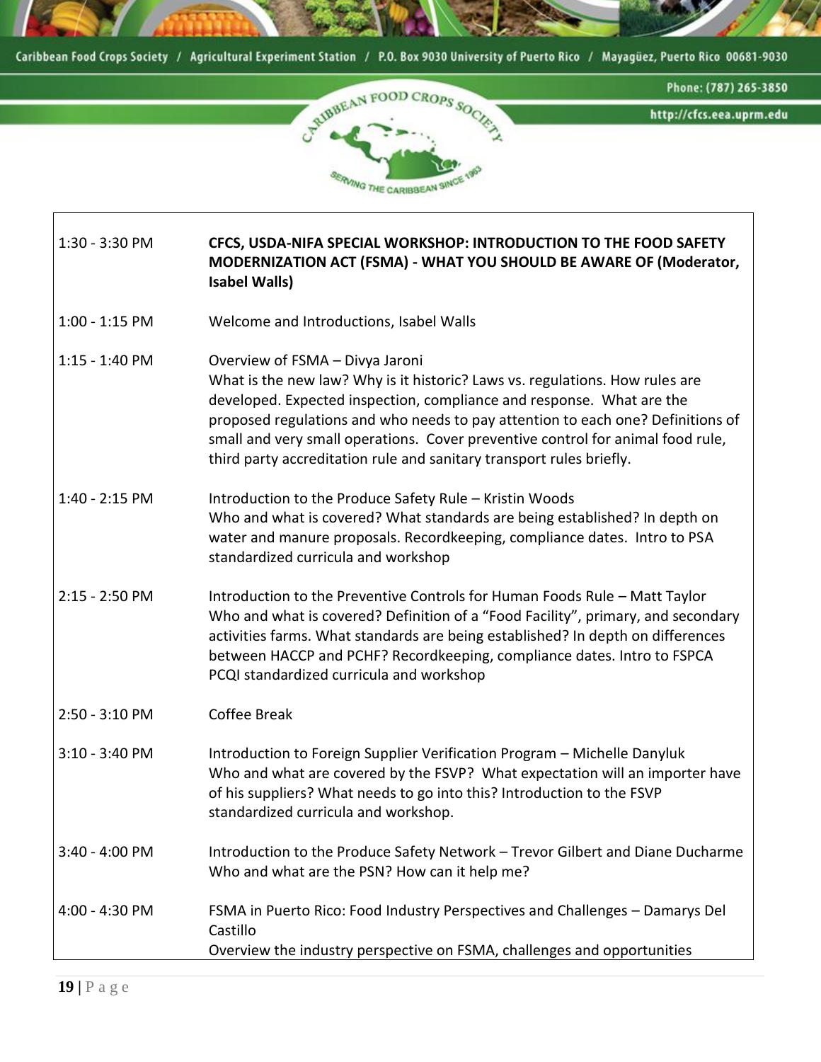| | |
|---|---|
| 1:30 - 3:30 PM | **CFCS, USDA-NIFA SPECIAL WORKSHOP: INTRODUCTION TO THE FOOD SAFETY MODERNIZATION ACT (FSMA) - WHAT YOU SHOULD BE AWARE OF (Moderator, Isabel Walls)** |
| 1:00 - 1:15 PM | Welcome and Introductions, Isabel Walls |
| 1:15 - 1:40 PM | Overview of FSMA – Divya Jaroni<br>What is the new law? Why is it historic? Laws vs. regulations. How rules are developed. Expected inspection, compliance and response. What are the proposed regulations and who needs to pay attention to each one? Definitions of small and very small operations. Cover preventive control for animal food rule, third party accreditation rule and sanitary transport rules briefly. |
| 1:40 - 2:15 PM | Introduction to the Produce Safety Rule – Kristin Woods<br>Who and what is covered? What standards are being established? In depth on water and manure proposals. Recordkeeping, compliance dates. Intro to PSA standardized curricula and workshop |
| 2:15 - 2:50 PM | Introduction to the Preventive Controls for Human Foods Rule – Matt Taylor<br>Who and what is covered? Definition of a "Food Facility", primary, and secondary activities farms. What standards are being established? In depth on differences between HACCP and PCHF? Recordkeeping, compliance dates. Intro to FSPCA PCQI standardized curricula and workshop |
| 2:50 - 3:10 PM | Coffee Break |
| 3:10 - 3:40 PM | Introduction to Foreign Supplier Verification Program – Michelle Danyluk<br>Who and what are covered by the FSVP? What expectation will an importer have of his suppliers? What needs to go into this? Introduction to the FSVP standardized curricula and workshop. |
| 3:40 - 4:00 PM | Introduction to the Produce Safety Network – Trevor Gilbert and Diane Ducharme<br>Who and what are the PSN? How can it help me? |
| 4:00 - 4:30 PM | FSMA in Puerto Rico: Food Industry Perspectives and Challenges – Damarys Del Castillo<br>Overview the industry perspective on FSMA, challenges and opportunities |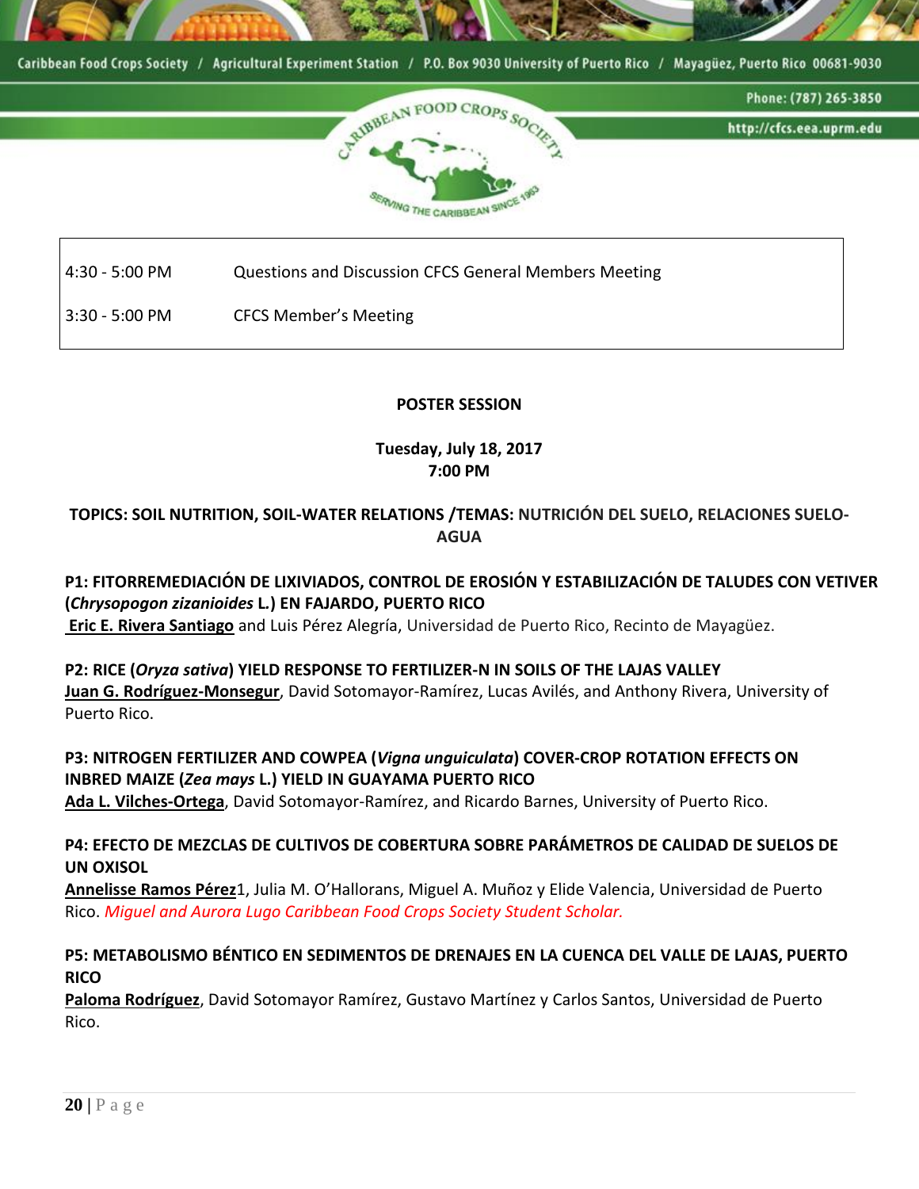| | |
|---|---|
| 4:30 - 5:00 PM | Questions and Discussion CFCS General Members Meeting |
| 3:30 - 5:00 PM | CFCS Member's Meeting |

**POSTER SESSION**

**Tuesday, July 18, 2017**
**7:00 PM**

**TOPICS: SOIL NUTRITION, SOIL-WATER RELATIONS /TEMAS: NUTRICIÓN DEL SUELO, RELACIONES SUELO-AGUA**

**P1: FITORREMEDIACIÓN DE LIXIVIADOS, CONTROL DE EROSIÓN Y ESTABILIZACIÓN DE TALUDES CON VETIVER (*Chrysopogon zizanioides* L.) EN FAJARDO, PUERTO RICO**
Eric E. Rivera Santiago and Luis Pérez Alegría, Universidad de Puerto Rico, Recinto de Mayagüez.

**P2: RICE (*Oryza sativa*) YIELD RESPONSE TO FERTILIZER-N IN SOILS OF THE LAJAS VALLEY**
Juan G. Rodríguez-Monsegur, David Sotomayor-Ramírez, Lucas Avilés, and Anthony Rivera, University of Puerto Rico.

**P3: NITROGEN FERTILIZER AND COWPEA (*Vigna unguiculata*) COVER-CROP ROTATION EFFECTS ON INBRED MAIZE (*Zea mays* L.) YIELD IN GUAYAMA PUERTO RICO**
Ada L. Vilches-Ortega, David Sotomayor-Ramírez, and Ricardo Barnes, University of Puerto Rico.

**P4: EFECTO DE MEZCLAS DE CULTIVOS DE COBERTURA SOBRE PARÁMETROS DE CALIDAD DE SUELOS DE UN OXISOL**
Annelisse Ramos Pérez[1], Julia M. O'Hallorans, Miguel A. Muñoz y Elide Valencia, Universidad de Puerto Rico. *Miguel and Aurora Lugo Caribbean Food Crops Society Student Scholar.*

**P5: METABOLISMO BÉNTICO EN SEDIMENTOS DE DRENAJES EN LA CUENCA DEL VALLE DE LAJAS, PUERTO RICO**
Paloma Rodríguez, David Sotomayor Ramírez, Gustavo Martínez y Carlos Santos, Universidad de Puerto Rico.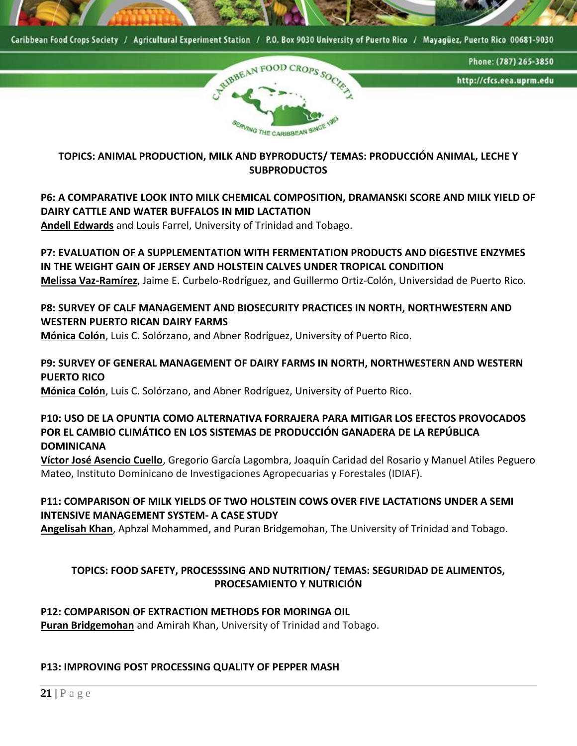**TOPICS: ANIMAL PRODUCTION, MILK AND BYPRODUCTS/ TEMAS: PRODUCCIÓN ANIMAL, LECHE Y SUBPRODUCTOS**

**P6: A COMPARATIVE LOOK INTO MILK CHEMICAL COMPOSITION, DRAMANSKI SCORE AND MILK YIELD OF DAIRY CATTLE AND WATER BUFFALOS IN MID LACTATION**
**Andell Edwards** and Louis Farrel, University of Trinidad and Tobago.

**P7: EVALUATION OF A SUPPLEMENTATION WITH FERMENTATION PRODUCTS AND DIGESTIVE ENZYMES IN THE WEIGHT GAIN OF JERSEY AND HOLSTEIN CALVES UNDER TROPICAL CONDITION**
**Melissa Vaz-Ramírez**, Jaime E. Curbelo-Rodríguez, and Guillermo Ortiz-Colón, Universidad de Puerto Rico.

**P8: SURVEY OF CALF MANAGEMENT AND BIOSECURITY PRACTICES IN NORTH, NORTHWESTERN AND WESTERN PUERTO RICAN DAIRY FARMS**
**Mónica Colón**, Luis C. Solórzano, and Abner Rodríguez, University of Puerto Rico.

**P9: SURVEY OF GENERAL MANAGEMENT OF DAIRY FARMS IN NORTH, NORTHWESTERN AND WESTERN PUERTO RICO**
**Mónica Colón**, Luis C. Solórzano, and Abner Rodríguez, University of Puerto Rico.

**P10: USO DE LA OPUNTIA COMO ALTERNATIVA FORRAJERA PARA MITIGAR LOS EFECTOS PROVOCADOS POR EL CAMBIO CLIMÁTICO EN LOS SISTEMAS DE PRODUCCIÓN GANADERA DE LA REPÚBLICA DOMINICANA**
**Víctor José Asencio Cuello**, Gregorio García Lagombra, Joaquín Caridad del Rosario y Manuel Atiles Peguero Mateo, Instituto Dominicano de Investigaciones Agropecuarias y Forestales (IDIAF).

**P11: COMPARISON OF MILK YIELDS OF TWO HOLSTEIN COWS OVER FIVE LACTATIONS UNDER A SEMI INTENSIVE MANAGEMENT SYSTEM- A CASE STUDY**
**Angelisah Khan**, Aphzal Mohammed, and Puran Bridgemohan, The University of Trinidad and Tobago.

**TOPICS: FOOD SAFETY, PROCESSSING AND NUTRITION/ TEMAS: SEGURIDAD DE ALIMENTOS, PROCESAMIENTO Y NUTRICIÓN**

**P12: COMPARISON OF EXTRACTION METHODS FOR MORINGA OIL**
**Puran Bridgemohan** and Amirah Khan, University of Trinidad and Tobago.

**P13: IMPROVING POST PROCESSING QUALITY OF PEPPER MASH**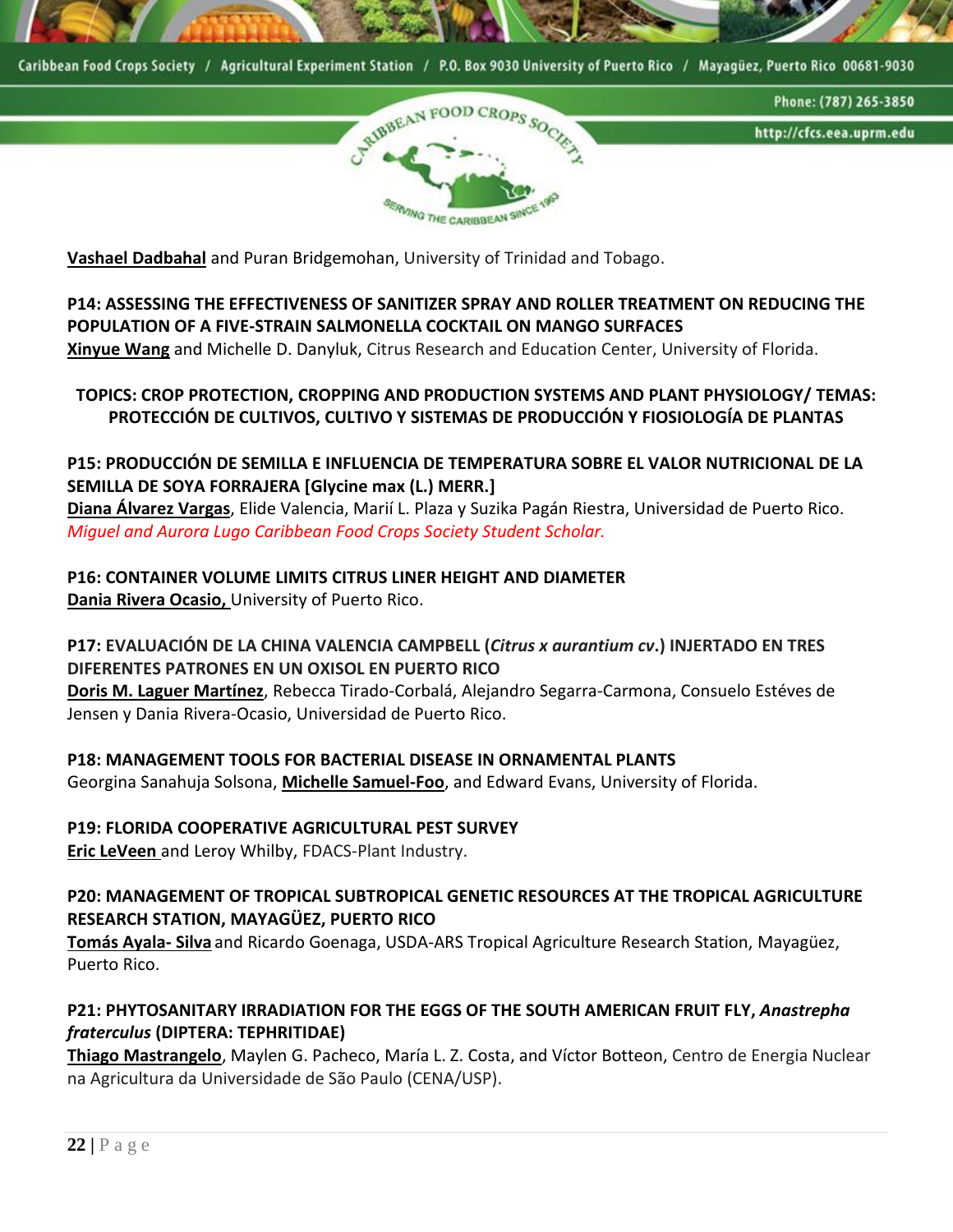**Vashael Dadbahal** and Puran Bridgemohan, University of Trinidad and Tobago.

**P14: ASSESSING THE EFFECTIVENESS OF SANITIZER SPRAY AND ROLLER TREATMENT ON REDUCING THE POPULATION OF A FIVE-STRAIN SALMONELLA COCKTAIL ON MANGO SURFACES**
**Xinyue Wang** and Michelle D. Danyluk, Citrus Research and Education Center, University of Florida.

## TOPICS: CROP PROTECTION, CROPPING AND PRODUCTION SYSTEMS AND PLANT PHYSIOLOGY/ TEMAS: PROTECCIÓN DE CULTIVOS, CULTIVO Y SISTEMAS DE PRODUCCIÓN Y FISIOLOGÍA DE PLANTAS

**P15: PRODUCCIÓN DE SEMILLA E INFLUENCIA DE TEMPERATURA SOBRE EL VALOR NUTRICIONAL DE LA SEMILLA DE SOYA FORRAJERA [Glycine max (L.) MERR.]**
**Diana Álvarez Vargas**, Elide Valencia, Marií L. Plaza y Suzika Pagán Riestra, Universidad de Puerto Rico.
*Miguel and Aurora Lugo Caribbean Food Crops Society Student Scholar.*

**P16: CONTAINER VOLUME LIMITS CITRUS LINER HEIGHT AND DIAMETER**
**Dania Rivera Ocasio,** University of Puerto Rico.

**P17: EVALUACIÓN DE LA CHINA VALENCIA CAMPBELL (*Citrus x aurantium cv*.) INJERTADO EN TRES DIFERENTES PATRONES EN UN OXISOL EN PUERTO RICO**
**Doris M. Laguer Martínez**, Rebecca Tirado-Corbalá, Alejandro Segarra-Carmona, Consuelo Estéves de Jensen y Dania Rivera-Ocasio, Universidad de Puerto Rico.

**P18: MANAGEMENT TOOLS FOR BACTERIAL DISEASE IN ORNAMENTAL PLANTS**
Georgina Sanahuja Solsona, **Michelle Samuel-Foo**, and Edward Evans, University of Florida.

**P19: FLORIDA COOPERATIVE AGRICULTURAL PEST SURVEY**
**Eric LeVeen** and Leroy Whilby, FDACS-Plant Industry.

**P20: MANAGEMENT OF TROPICAL SUBTROPICAL GENETIC RESOURCES AT THE TROPICAL AGRICULTURE RESEARCH STATION, MAYAGÜEZ, PUERTO RICO**
**Tomás Ayala- Silva** and Ricardo Goenaga, USDA-ARS Tropical Agriculture Research Station, Mayagüez, Puerto Rico.

**P21: PHYTOSANITARY IRRADIATION FOR THE EGGS OF THE SOUTH AMERICAN FRUIT FLY, *Anastrepha fraterculus* (DIPTERA: TEPHRITIDAE)**
**Thiago Mastrangelo**, Maylen G. Pacheco, María L. Z. Costa, and Víctor Botteon, Centro de Energia Nuclear na Agricultura da Universidade de São Paulo (CENA/USP).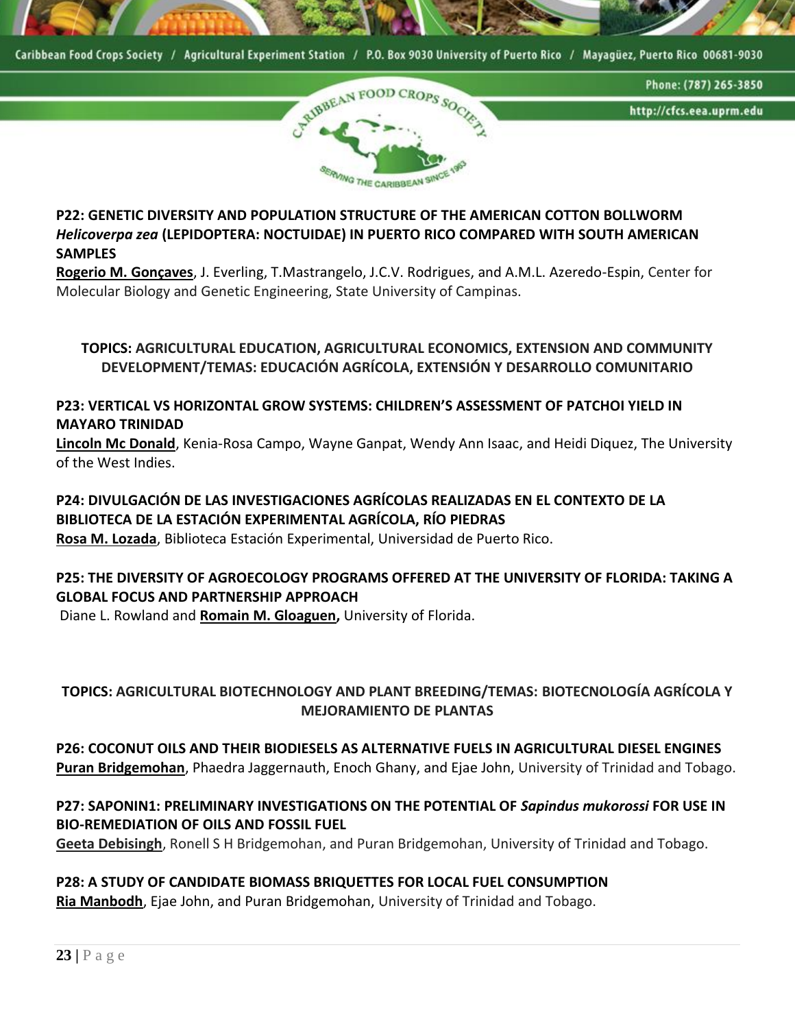**P22: GENETIC DIVERSITY AND POPULATION STRUCTURE OF THE AMERICAN COTTON BOLLWORM *Helicoverpa zea* (LEPIDOPTERA: NOCTUIDAE) IN PUERTO RICO COMPARED WITH SOUTH AMERICAN SAMPLES**
**Rogerio M. Gonçaves**, J. Everling, T.Mastrangelo, J.C.V. Rodrigues, and A.M.L. Azeredo-Espin, Center for Molecular Biology and Genetic Engineering, State University of Campinas.

## TOPICS: AGRICULTURAL EDUCATION, AGRICULTURAL ECONOMICS, EXTENSION AND COMMUNITY DEVELOPMENT/TEMAS: EDUCACIÓN AGRÍCOLA, EXTENSIÓN Y DESARROLLO COMUNITARIO

**P23: VERTICAL VS HORIZONTAL GROW SYSTEMS: CHILDREN'S ASSESSMENT OF PATCHOI YIELD IN MAYARO TRINIDAD**
**Lincoln Mc Donald**, Kenia-Rosa Campo, Wayne Ganpat, Wendy Ann Isaac, and Heidi Diquez, The University of the West Indies.

**P24: DIVULGACIÓN DE LAS INVESTIGACIONES AGRÍCOLAS REALIZADAS EN EL CONTEXTO DE LA BIBLIOTECA DE LA ESTACIÓN EXPERIMENTAL AGRÍCOLA, RÍO PIEDRAS**
**Rosa M. Lozada**, Biblioteca Estación Experimental, Universidad de Puerto Rico.

**P25: THE DIVERSITY OF AGROECOLOGY PROGRAMS OFFERED AT THE UNIVERSITY OF FLORIDA: TAKING A GLOBAL FOCUS AND PARTNERSHIP APPROACH**
Diane L. Rowland and **Romain M. Gloaguen,** University of Florida.

## TOPICS: AGRICULTURAL BIOTECHNOLOGY AND PLANT BREEDING/TEMAS: BIOTECNOLOGÍA AGRÍCOLA Y MEJORAMIENTO DE PLANTAS

**P26: COCONUT OILS AND THEIR BIODIESELS AS ALTERNATIVE FUELS IN AGRICULTURAL DIESEL ENGINES**
**Puran Bridgemohan**, Phaedra Jaggernauth, Enoch Ghany, and Ejae John, University of Trinidad and Tobago.

**P27: SAPONIN1: PRELIMINARY INVESTIGATIONS ON THE POTENTIAL OF *Sapindus mukorossi* FOR USE IN BIO-REMEDIATION OF OILS AND FOSSIL FUEL**
**Geeta Debisingh**, Ronell S H Bridgemohan, and Puran Bridgemohan, University of Trinidad and Tobago.

**P28: A STUDY OF CANDIDATE BIOMASS BRIQUETTES FOR LOCAL FUEL CONSUMPTION**
**Ria Manbodh**, Ejae John, and Puran Bridgemohan, University of Trinidad and Tobago.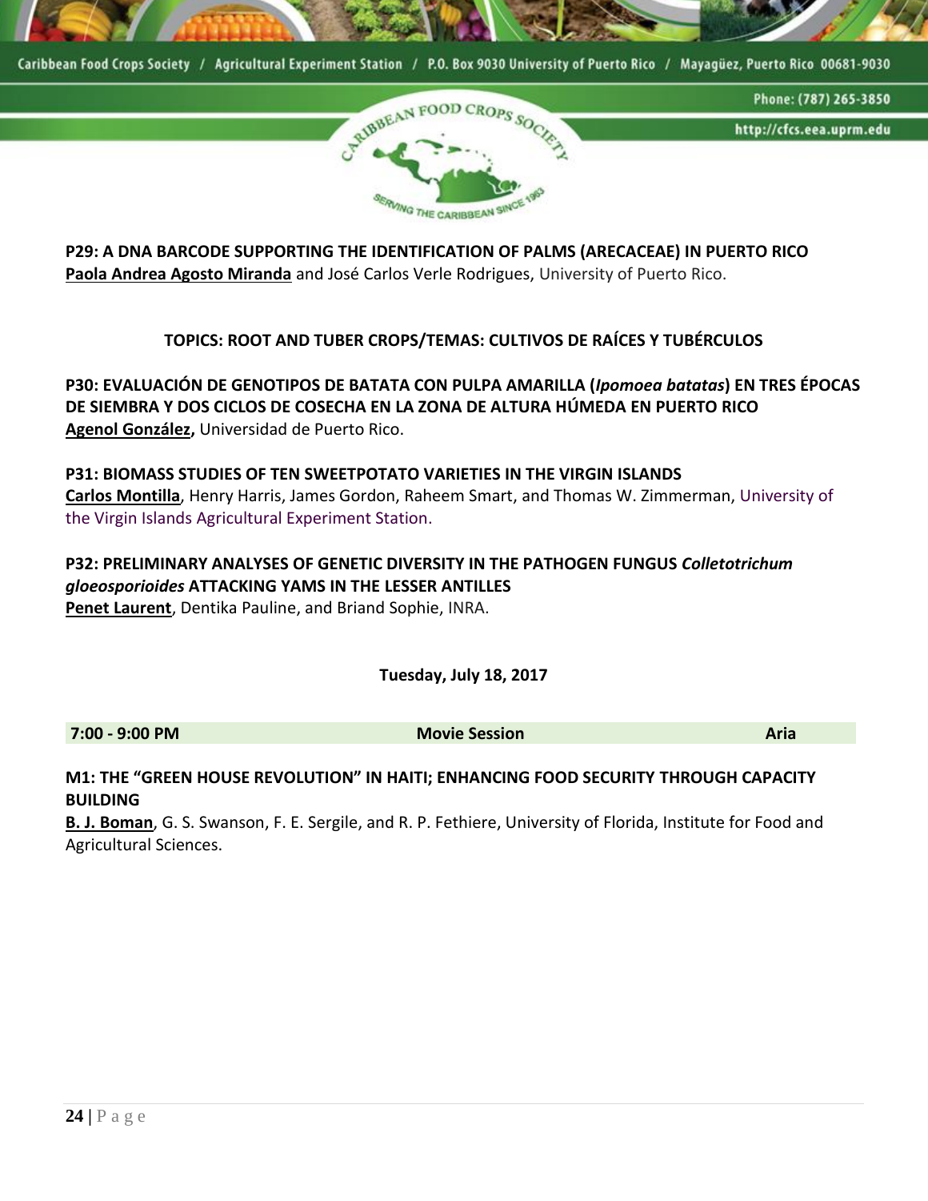**P29: A DNA BARCODE SUPPORTING THE IDENTIFICATION OF PALMS (ARECACEAE) IN PUERTO RICO**
**Paola Andrea Agosto Miranda** and José Carlos Verle Rodrigues, University of Puerto Rico.

## TOPICS: ROOT AND TUBER CROPS/TEMAS: CULTIVOS DE RAÍCES Y TUBÉRCULOS

**P30: EVALUACIÓN DE GENOTIPOS DE BATATA CON PULPA AMARILLA (*Ipomoea batatas*) EN TRES ÉPOCAS DE SIEMBRA Y DOS CICLOS DE COSECHA EN LA ZONA DE ALTURA HÚMEDA EN PUERTO RICO**
**Agenol González,** Universidad de Puerto Rico.

**P31: BIOMASS STUDIES OF TEN SWEETPOTATO VARIETIES IN THE VIRGIN ISLANDS**
**Carlos Montilla**, Henry Harris, James Gordon, Raheem Smart, and Thomas W. Zimmerman, University of the Virgin Islands Agricultural Experiment Station.

**P32: PRELIMINARY ANALYSES OF GENETIC DIVERSITY IN THE PATHOGEN FUNGUS *Colletotrichum gloeosporioides* ATTACKING YAMS IN THE LESSER ANTILLES**
**Penet Laurent**, Dentika Pauline, and Briand Sophie, INRA.

## Tuesday, July 18, 2017

| 7:00 - 9:00 PM | Movie Session | Aria |
|---|---|---|

**M1: THE "GREEN HOUSE REVOLUTION" IN HAITI; ENHANCING FOOD SECURITY THROUGH CAPACITY BUILDING**
**B. J. Boman**, G. S. Swanson, F. E. Sergile, and R. P. Fethiere, University of Florida, Institute for Food and Agricultural Sciences.